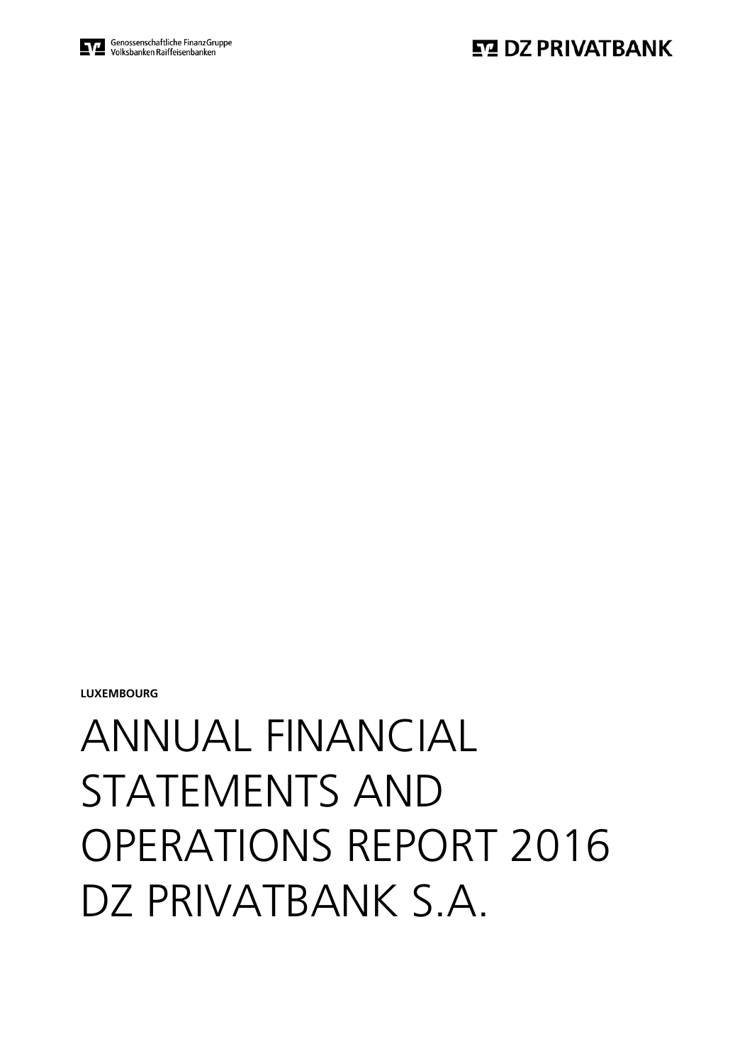Genossenschaftliche FinanzGruppe
Volksbanken Raiffeisenbanken

DZ PRIVATBANK

**LUXEMBOURG**

# ANNUAL FINANCIAL STATEMENTS AND OPERATIONS REPORT 2016 DZ PRIVATBANK S.A.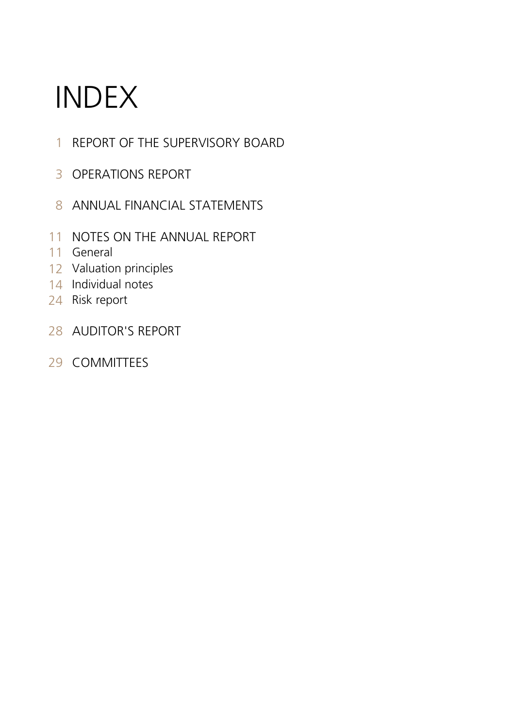# INDEX

1 REPORT OF THE SUPERVISORY BOARD

3 OPERATIONS REPORT

8 ANNUAL FINANCIAL STATEMENTS

11 NOTES ON THE ANNUAL REPORT
11 General
12 Valuation principles
14 Individual notes
24 Risk report

28 AUDITOR'S REPORT

29 COMMITTEES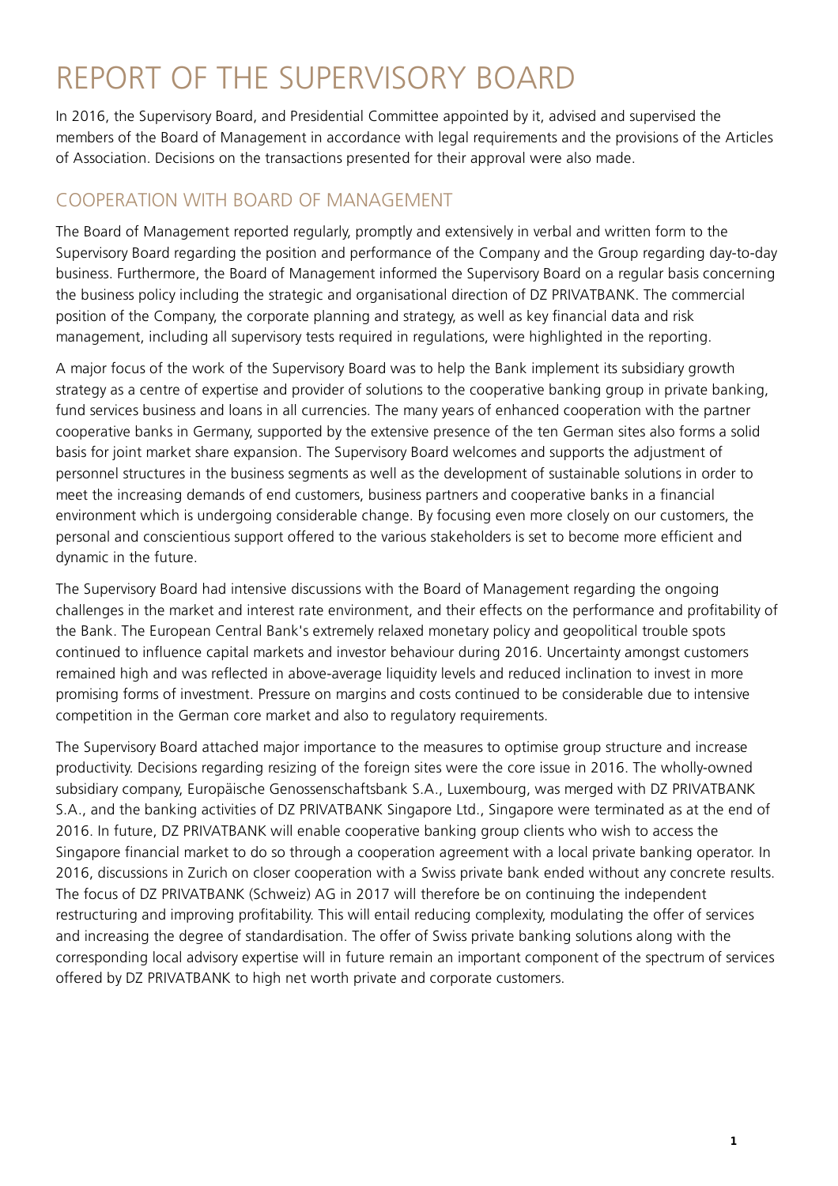# REPORT OF THE SUPERVISORY BOARD

In 2016, the Supervisory Board, and Presidential Committee appointed by it, advised and supervised the members of the Board of Management in accordance with legal requirements and the provisions of the Articles of Association. Decisions on the transactions presented for their approval were also made.

## COOPERATION WITH BOARD OF MANAGEMENT

The Board of Management reported regularly, promptly and extensively in verbal and written form to the Supervisory Board regarding the position and performance of the Company and the Group regarding day-to-day business. Furthermore, the Board of Management informed the Supervisory Board on a regular basis concerning the business policy including the strategic and organisational direction of DZ PRIVATBANK. The commercial position of the Company, the corporate planning and strategy, as well as key financial data and risk management, including all supervisory tests required in regulations, were highlighted in the reporting.

A major focus of the work of the Supervisory Board was to help the Bank implement its subsidiary growth strategy as a centre of expertise and provider of solutions to the cooperative banking group in private banking, fund services business and loans in all currencies. The many years of enhanced cooperation with the partner cooperative banks in Germany, supported by the extensive presence of the ten German sites also forms a solid basis for joint market share expansion. The Supervisory Board welcomes and supports the adjustment of personnel structures in the business segments as well as the development of sustainable solutions in order to meet the increasing demands of end customers, business partners and cooperative banks in a financial environment which is undergoing considerable change. By focusing even more closely on our customers, the personal and conscientious support offered to the various stakeholders is set to become more efficient and dynamic in the future.

The Supervisory Board had intensive discussions with the Board of Management regarding the ongoing challenges in the market and interest rate environment, and their effects on the performance and profitability of the Bank. The European Central Bank's extremely relaxed monetary policy and geopolitical trouble spots continued to influence capital markets and investor behaviour during 2016. Uncertainty amongst customers remained high and was reflected in above-average liquidity levels and reduced inclination to invest in more promising forms of investment. Pressure on margins and costs continued to be considerable due to intensive competition in the German core market and also to regulatory requirements.

The Supervisory Board attached major importance to the measures to optimise group structure and increase productivity. Decisions regarding resizing of the foreign sites were the core issue in 2016. The wholly-owned subsidiary company, Europäische Genossenschaftsbank S.A., Luxembourg, was merged with DZ PRIVATBANK S.A., and the banking activities of DZ PRIVATBANK Singapore Ltd., Singapore were terminated as at the end of 2016. In future, DZ PRIVATBANK will enable cooperative banking group clients who wish to access the Singapore financial market to do so through a cooperation agreement with a local private banking operator. In 2016, discussions in Zurich on closer cooperation with a Swiss private bank ended without any concrete results. The focus of DZ PRIVATBANK (Schweiz) AG in 2017 will therefore be on continuing the independent restructuring and improving profitability. This will entail reducing complexity, modulating the offer of services and increasing the degree of standardisation. The offer of Swiss private banking solutions along with the corresponding local advisory expertise will in future remain an important component of the spectrum of services offered by DZ PRIVATBANK to high net worth private and corporate customers.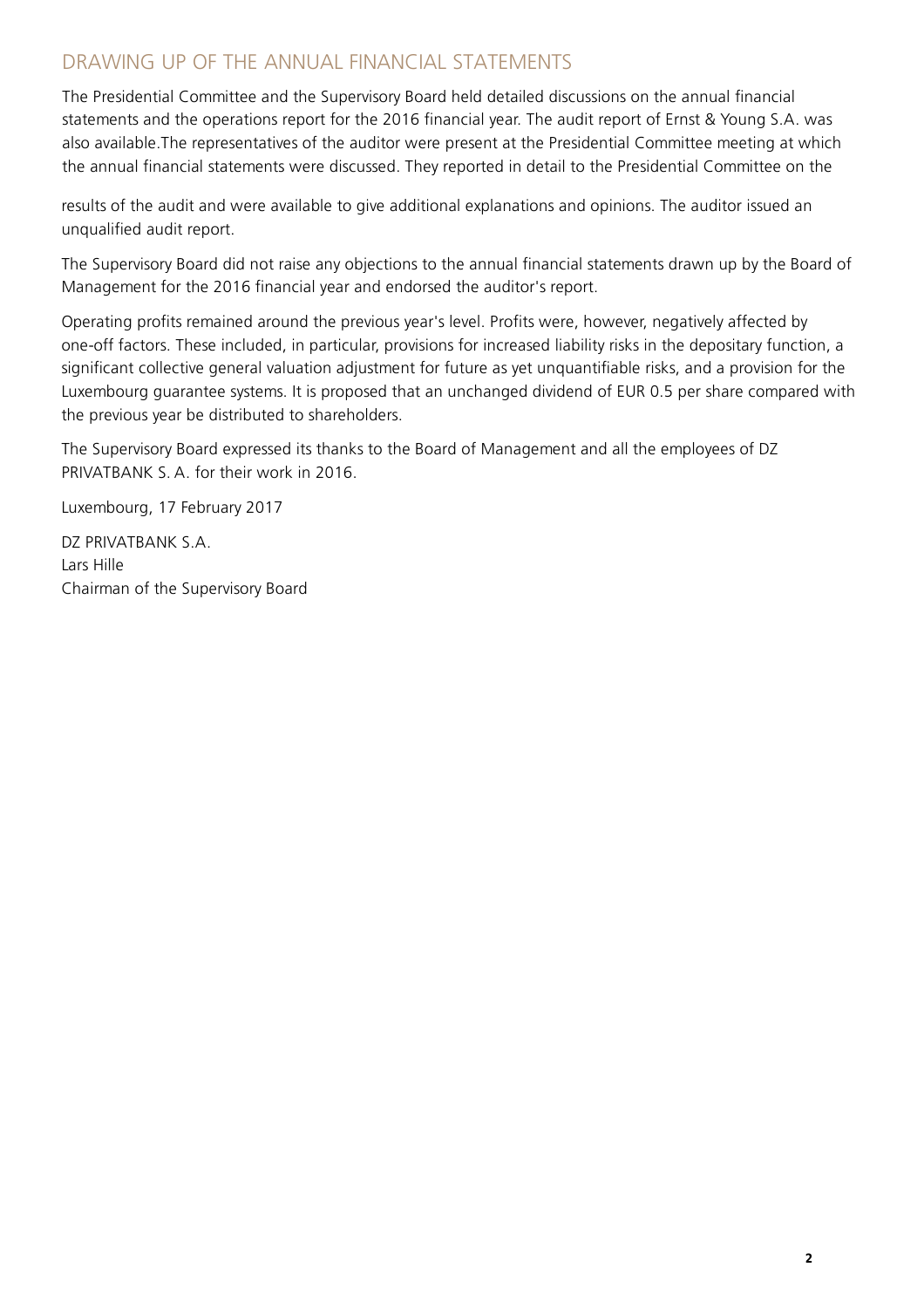## DRAWING UP OF THE ANNUAL FINANCIAL STATEMENTS

The Presidential Committee and the Supervisory Board held detailed discussions on the annual financial statements and the operations report for the 2016 financial year. The audit report of Ernst & Young S.A. was also available.The representatives of the auditor were present at the Presidential Committee meeting at which the annual financial statements were discussed. They reported in detail to the Presidential Committee on the results of the audit and were available to give additional explanations and opinions. The auditor issued an unqualified audit report.

The Supervisory Board did not raise any objections to the annual financial statements drawn up by the Board of Management for the 2016 financial year and endorsed the auditor's report.

Operating profits remained around the previous year's level. Profits were, however, negatively affected by one-off factors. These included, in particular, provisions for increased liability risks in the depositary function, a significant collective general valuation adjustment for future as yet unquantifiable risks, and a provision for the Luxembourg guarantee systems. It is proposed that an unchanged dividend of EUR 0.5 per share compared with the previous year be distributed to shareholders.

The Supervisory Board expressed its thanks to the Board of Management and all the employees of DZ PRIVATBANK S. A. for their work in 2016.

Luxembourg, 17 February 2017

DZ PRIVATBANK S.A.
Lars Hille
Chairman of the Supervisory Board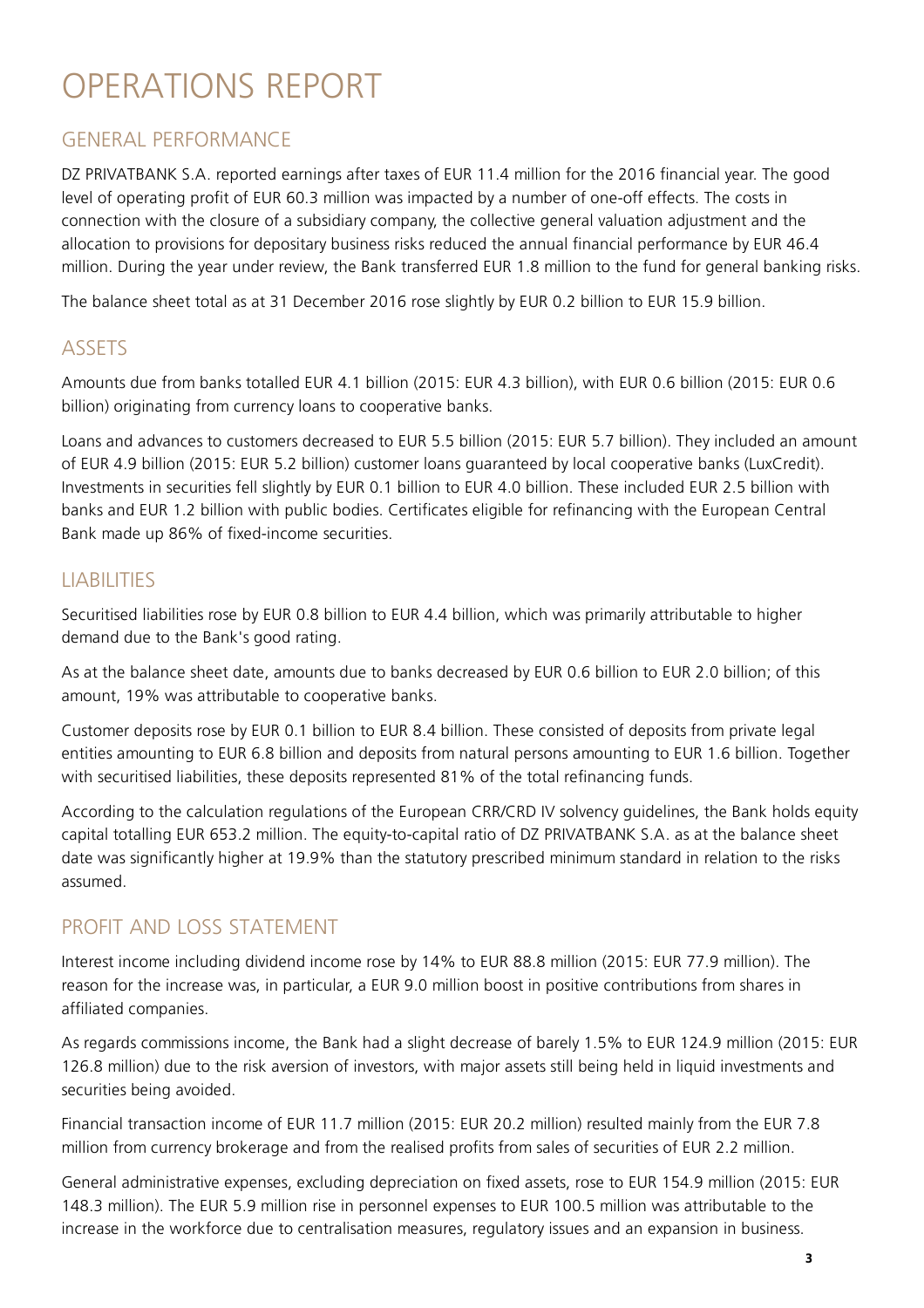# OPERATIONS REPORT

## GENERAL PERFORMANCE

DZ PRIVATBANK S.A. reported earnings after taxes of EUR 11.4 million for the 2016 financial year. The good level of operating profit of EUR 60.3 million was impacted by a number of one-off effects. The costs in connection with the closure of a subsidiary company, the collective general valuation adjustment and the allocation to provisions for depositary business risks reduced the annual financial performance by EUR 46.4 million. During the year under review, the Bank transferred EUR 1.8 million to the fund for general banking risks.

The balance sheet total as at 31 December 2016 rose slightly by EUR 0.2 billion to EUR 15.9 billion.

## ASSETS

Amounts due from banks totalled EUR 4.1 billion (2015: EUR 4.3 billion), with EUR 0.6 billion (2015: EUR 0.6 billion) originating from currency loans to cooperative banks.

Loans and advances to customers decreased to EUR 5.5 billion (2015: EUR 5.7 billion). They included an amount of EUR 4.9 billion (2015: EUR 5.2 billion) customer loans guaranteed by local cooperative banks (LuxCredit). Investments in securities fell slightly by EUR 0.1 billion to EUR 4.0 billion. These included EUR 2.5 billion with banks and EUR 1.2 billion with public bodies. Certificates eligible for refinancing with the European Central Bank made up 86% of fixed-income securities.

## LIABILITIES

Securitised liabilities rose by EUR 0.8 billion to EUR 4.4 billion, which was primarily attributable to higher demand due to the Bank's good rating.

As at the balance sheet date, amounts due to banks decreased by EUR 0.6 billion to EUR 2.0 billion; of this amount, 19% was attributable to cooperative banks.

Customer deposits rose by EUR 0.1 billion to EUR 8.4 billion. These consisted of deposits from private legal entities amounting to EUR 6.8 billion and deposits from natural persons amounting to EUR 1.6 billion. Together with securitised liabilities, these deposits represented 81% of the total refinancing funds.

According to the calculation regulations of the European CRR/CRD IV solvency guidelines, the Bank holds equity capital totalling EUR 653.2 million. The equity-to-capital ratio of DZ PRIVATBANK S.A. as at the balance sheet date was significantly higher at 19.9% than the statutory prescribed minimum standard in relation to the risks assumed.

## PROFIT AND LOSS STATEMENT

Interest income including dividend income rose by 14% to EUR 88.8 million (2015: EUR 77.9 million). The reason for the increase was, in particular, a EUR 9.0 million boost in positive contributions from shares in affiliated companies.

As regards commissions income, the Bank had a slight decrease of barely 1.5% to EUR 124.9 million (2015: EUR 126.8 million) due to the risk aversion of investors, with major assets still being held in liquid investments and securities being avoided.

Financial transaction income of EUR 11.7 million (2015: EUR 20.2 million) resulted mainly from the EUR 7.8 million from currency brokerage and from the realised profits from sales of securities of EUR 2.2 million.

General administrative expenses, excluding depreciation on fixed assets, rose to EUR 154.9 million (2015: EUR 148.3 million). The EUR 5.9 million rise in personnel expenses to EUR 100.5 million was attributable to the increase in the workforce due to centralisation measures, regulatory issues and an expansion in business.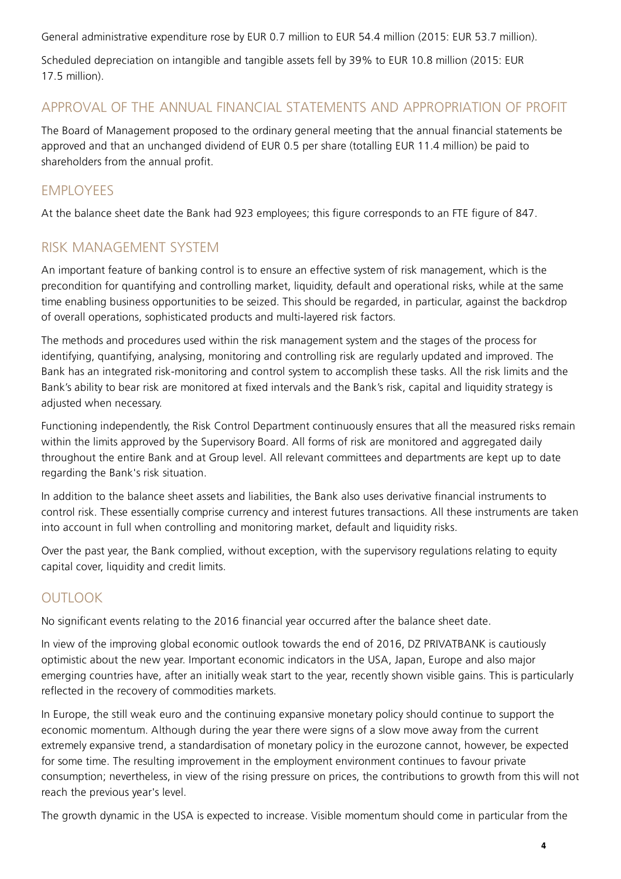General administrative expenditure rose by EUR 0.7 million to EUR 54.4 million (2015: EUR 53.7 million).

Scheduled depreciation on intangible and tangible assets fell by 39% to EUR 10.8 million (2015: EUR 17.5 million).

## APPROVAL OF THE ANNUAL FINANCIAL STATEMENTS AND APPROPRIATION OF PROFIT

The Board of Management proposed to the ordinary general meeting that the annual financial statements be approved and that an unchanged dividend of EUR 0.5 per share (totalling EUR 11.4 million) be paid to shareholders from the annual profit.

## EMPLOYEES

At the balance sheet date the Bank had 923 employees; this figure corresponds to an FTE figure of 847.

## RISK MANAGEMENT SYSTEM

An important feature of banking control is to ensure an effective system of risk management, which is the precondition for quantifying and controlling market, liquidity, default and operational risks, while at the same time enabling business opportunities to be seized. This should be regarded, in particular, against the backdrop of overall operations, sophisticated products and multi-layered risk factors.

The methods and procedures used within the risk management system and the stages of the process for identifying, quantifying, analysing, monitoring and controlling risk are regularly updated and improved. The Bank has an integrated risk-monitoring and control system to accomplish these tasks. All the risk limits and the Bank's ability to bear risk are monitored at fixed intervals and the Bank's risk, capital and liquidity strategy is adjusted when necessary.

Functioning independently, the Risk Control Department continuously ensures that all the measured risks remain within the limits approved by the Supervisory Board. All forms of risk are monitored and aggregated daily throughout the entire Bank and at Group level. All relevant committees and departments are kept up to date regarding the Bank's risk situation.

In addition to the balance sheet assets and liabilities, the Bank also uses derivative financial instruments to control risk. These essentially comprise currency and interest futures transactions. All these instruments are taken into account in full when controlling and monitoring market, default and liquidity risks.

Over the past year, the Bank complied, without exception, with the supervisory regulations relating to equity capital cover, liquidity and credit limits.

## OUTLOOK

No significant events relating to the 2016 financial year occurred after the balance sheet date.

In view of the improving global economic outlook towards the end of 2016, DZ PRIVATBANK is cautiously optimistic about the new year. Important economic indicators in the USA, Japan, Europe and also major emerging countries have, after an initially weak start to the year, recently shown visible gains. This is particularly reflected in the recovery of commodities markets.

In Europe, the still weak euro and the continuing expansive monetary policy should continue to support the economic momentum. Although during the year there were signs of a slow move away from the current extremely expansive trend, a standardisation of monetary policy in the eurozone cannot, however, be expected for some time. The resulting improvement in the employment environment continues to favour private consumption; nevertheless, in view of the rising pressure on prices, the contributions to growth from this will not reach the previous year's level.

The growth dynamic in the USA is expected to increase. Visible momentum should come in particular from the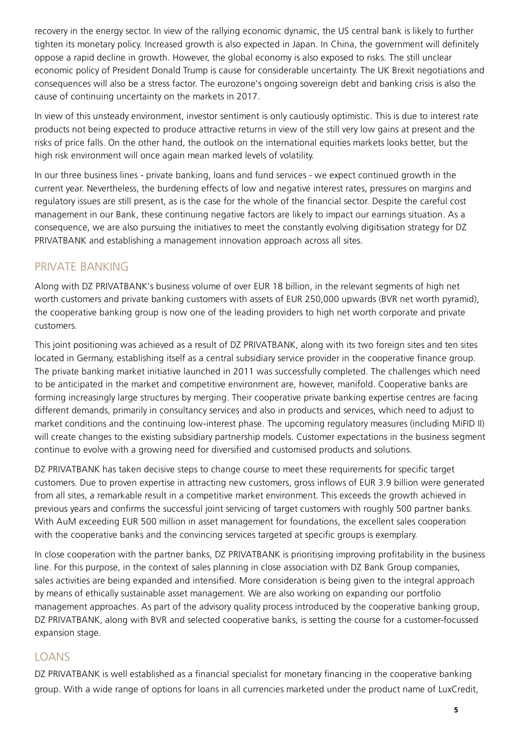recovery in the energy sector. In view of the rallying economic dynamic, the US central bank is likely to further tighten its monetary policy. Increased growth is also expected in Japan. In China, the government will definitely oppose a rapid decline in growth. However, the global economy is also exposed to risks. The still unclear economic policy of President Donald Trump is cause for considerable uncertainty. The UK Brexit negotiations and consequences will also be a stress factor. The eurozone's ongoing sovereign debt and banking crisis is also the cause of continuing uncertainty on the markets in 2017.

In view of this unsteady environment, investor sentiment is only cautiously optimistic. This is due to interest rate products not being expected to produce attractive returns in view of the still very low gains at present and the risks of price falls. On the other hand, the outlook on the international equities markets looks better, but the high risk environment will once again mean marked levels of volatility.

In our three business lines - private banking, loans and fund services - we expect continued growth in the current year. Nevertheless, the burdening effects of low and negative interest rates, pressures on margins and regulatory issues are still present, as is the case for the whole of the financial sector. Despite the careful cost management in our Bank, these continuing negative factors are likely to impact our earnings situation. As a consequence, we are also pursuing the initiatives to meet the constantly evolving digitisation strategy for DZ PRIVATBANK and establishing a management innovation approach across all sites.

## PRIVATE BANKING

Along with DZ PRIVATBANK's business volume of over EUR 18 billion, in the relevant segments of high net worth customers and private banking customers with assets of EUR 250,000 upwards (BVR net worth pyramid), the cooperative banking group is now one of the leading providers to high net worth corporate and private customers.

This joint positioning was achieved as a result of DZ PRIVATBANK, along with its two foreign sites and ten sites located in Germany, establishing itself as a central subsidiary service provider in the cooperative finance group. The private banking market initiative launched in 2011 was successfully completed. The challenges which need to be anticipated in the market and competitive environment are, however, manifold. Cooperative banks are forming increasingly large structures by merging. Their cooperative private banking expertise centres are facing different demands, primarily in consultancy services and also in products and services, which need to adjust to market conditions and the continuing low-interest phase. The upcoming regulatory measures (including MiFID II) will create changes to the existing subsidiary partnership models. Customer expectations in the business segment continue to evolve with a growing need for diversified and customised products and solutions.

DZ PRIVATBANK has taken decisive steps to change course to meet these requirements for specific target customers. Due to proven expertise in attracting new customers, gross inflows of EUR 3.9 billion were generated from all sites, a remarkable result in a competitive market environment. This exceeds the growth achieved in previous years and confirms the successful joint servicing of target customers with roughly 500 partner banks. With AuM exceeding EUR 500 million in asset management for foundations, the excellent sales cooperation with the cooperative banks and the convincing services targeted at specific groups is exemplary.

In close cooperation with the partner banks, DZ PRIVATBANK is prioritising improving profitability in the business line. For this purpose, in the context of sales planning in close association with DZ Bank Group companies, sales activities are being expanded and intensified. More consideration is being given to the integral approach by means of ethically sustainable asset management. We are also working on expanding our portfolio management approaches. As part of the advisory quality process introduced by the cooperative banking group, DZ PRIVATBANK, along with BVR and selected cooperative banks, is setting the course for a customer-focussed expansion stage.

## LOANS

DZ PRIVATBANK is well established as a financial specialist for monetary financing in the cooperative banking group. With a wide range of options for loans in all currencies marketed under the product name of LuxCredit,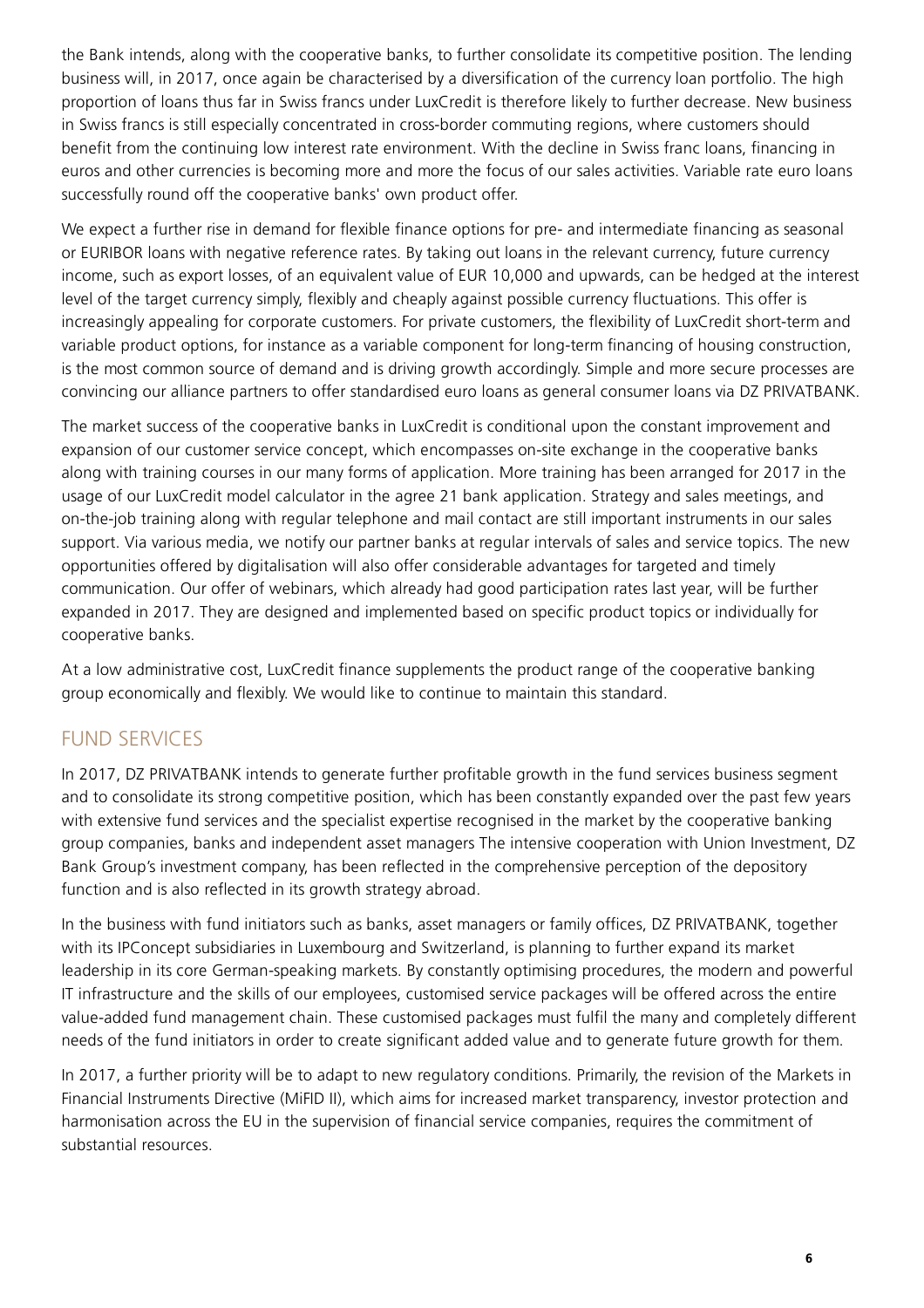the Bank intends, along with the cooperative banks, to further consolidate its competitive position. The lending business will, in 2017, once again be characterised by a diversification of the currency loan portfolio. The high proportion of loans thus far in Swiss francs under LuxCredit is therefore likely to further decrease. New business in Swiss francs is still especially concentrated in cross-border commuting regions, where customers should benefit from the continuing low interest rate environment. With the decline in Swiss franc loans, financing in euros and other currencies is becoming more and more the focus of our sales activities. Variable rate euro loans successfully round off the cooperative banks' own product offer.

We expect a further rise in demand for flexible finance options for pre- and intermediate financing as seasonal or EURIBOR loans with negative reference rates. By taking out loans in the relevant currency, future currency income, such as export losses, of an equivalent value of EUR 10,000 and upwards, can be hedged at the interest level of the target currency simply, flexibly and cheaply against possible currency fluctuations. This offer is increasingly appealing for corporate customers. For private customers, the flexibility of LuxCredit short-term and variable product options, for instance as a variable component for long-term financing of housing construction, is the most common source of demand and is driving growth accordingly. Simple and more secure processes are convincing our alliance partners to offer standardised euro loans as general consumer loans via DZ PRIVATBANK.

The market success of the cooperative banks in LuxCredit is conditional upon the constant improvement and expansion of our customer service concept, which encompasses on-site exchange in the cooperative banks along with training courses in our many forms of application. More training has been arranged for 2017 in the usage of our LuxCredit model calculator in the agree 21 bank application. Strategy and sales meetings, and on-the-job training along with regular telephone and mail contact are still important instruments in our sales support. Via various media, we notify our partner banks at regular intervals of sales and service topics. The new opportunities offered by digitalisation will also offer considerable advantages for targeted and timely communication. Our offer of webinars, which already had good participation rates last year, will be further expanded in 2017. They are designed and implemented based on specific product topics or individually for cooperative banks.

At a low administrative cost, LuxCredit finance supplements the product range of the cooperative banking group economically and flexibly. We would like to continue to maintain this standard.

## FUND SERVICES

In 2017, DZ PRIVATBANK intends to generate further profitable growth in the fund services business segment and to consolidate its strong competitive position, which has been constantly expanded over the past few years with extensive fund services and the specialist expertise recognised in the market by the cooperative banking group companies, banks and independent asset managers The intensive cooperation with Union Investment, DZ Bank Group's investment company, has been reflected in the comprehensive perception of the depository function and is also reflected in its growth strategy abroad.

In the business with fund initiators such as banks, asset managers or family offices, DZ PRIVATBANK, together with its IPConcept subsidiaries in Luxembourg and Switzerland, is planning to further expand its market leadership in its core German-speaking markets. By constantly optimising procedures, the modern and powerful IT infrastructure and the skills of our employees, customised service packages will be offered across the entire value-added fund management chain. These customised packages must fulfil the many and completely different needs of the fund initiators in order to create significant added value and to generate future growth for them.

In 2017, a further priority will be to adapt to new regulatory conditions. Primarily, the revision of the Markets in Financial Instruments Directive (MiFID II), which aims for increased market transparency, investor protection and harmonisation across the EU in the supervision of financial service companies, requires the commitment of substantial resources.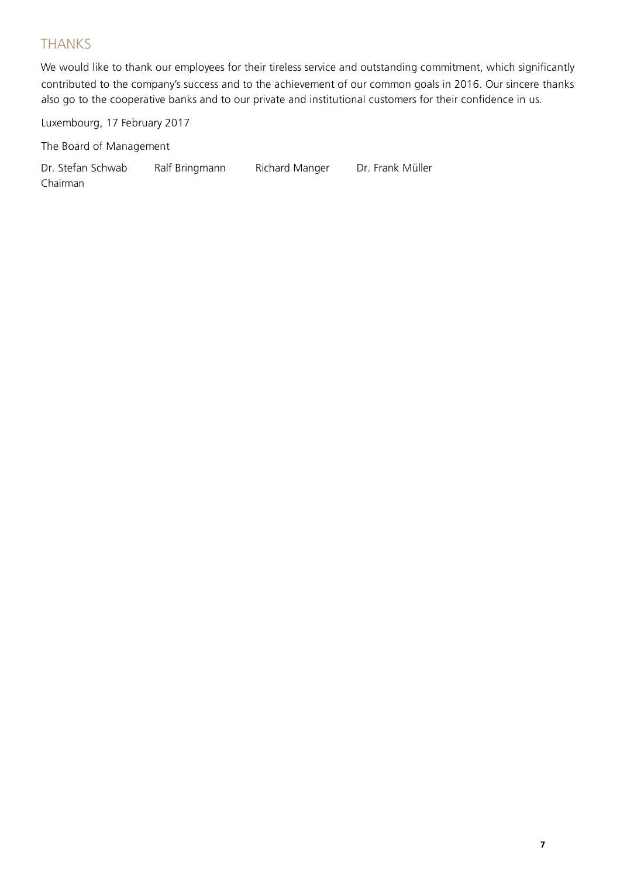## THANKS

We would like to thank our employees for their tireless service and outstanding commitment, which significantly contributed to the company's success and to the achievement of our common goals in 2016. Our sincere thanks also go to the cooperative banks and to our private and institutional customers for their confidence in us.

Luxembourg, 17 February 2017

The Board of Management

| Dr. Stefan Schwab | Ralf Bringmann | Richard Manger | Dr. Frank Müller |
|---|---|---|---|
| Chairman | | | |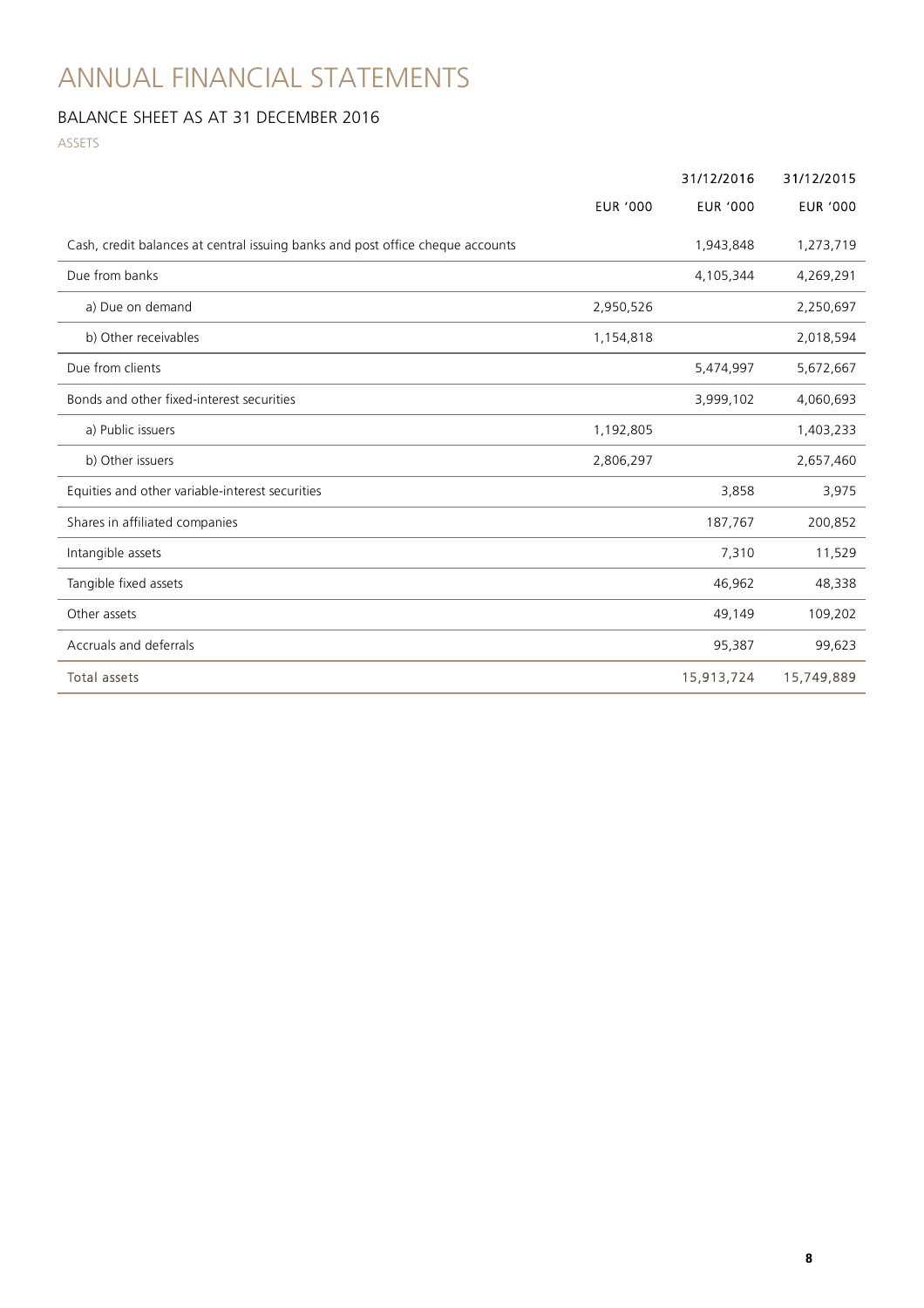# ANNUAL FINANCIAL STATEMENTS

## BALANCE SHEET AS AT 31 DECEMBER 2016

ASSETS

| | | 31/12/2016 | 31/12/2015 |
|---|---|---|---|
| | EUR '000 | EUR '000 | EUR '000 |
| Cash, credit balances at central issuing banks and post office cheque accounts | | 1,943,848 | 1,273,719 |
| Due from banks | | 4,105,344 | 4,269,291 |
| a) Due on demand | 2,950,526 | | 2,250,697 |
| b) Other receivables | 1,154,818 | | 2,018,594 |
| Due from clients | | 5,474,997 | 5,672,667 |
| Bonds and other fixed-interest securities | | 3,999,102 | 4,060,693 |
| a) Public issuers | 1,192,805 | | 1,403,233 |
| b) Other issuers | 2,806,297 | | 2,657,460 |
| Equities and other variable-interest securities | | 3,858 | 3,975 |
| Shares in affiliated companies | | 187,767 | 200,852 |
| Intangible assets | | 7,310 | 11,529 |
| Tangible fixed assets | | 46,962 | 48,338 |
| Other assets | | 49,149 | 109,202 |
| Accruals and deferrals | | 95,387 | 99,623 |
| Total assets | | 15,913,724 | 15,749,889 |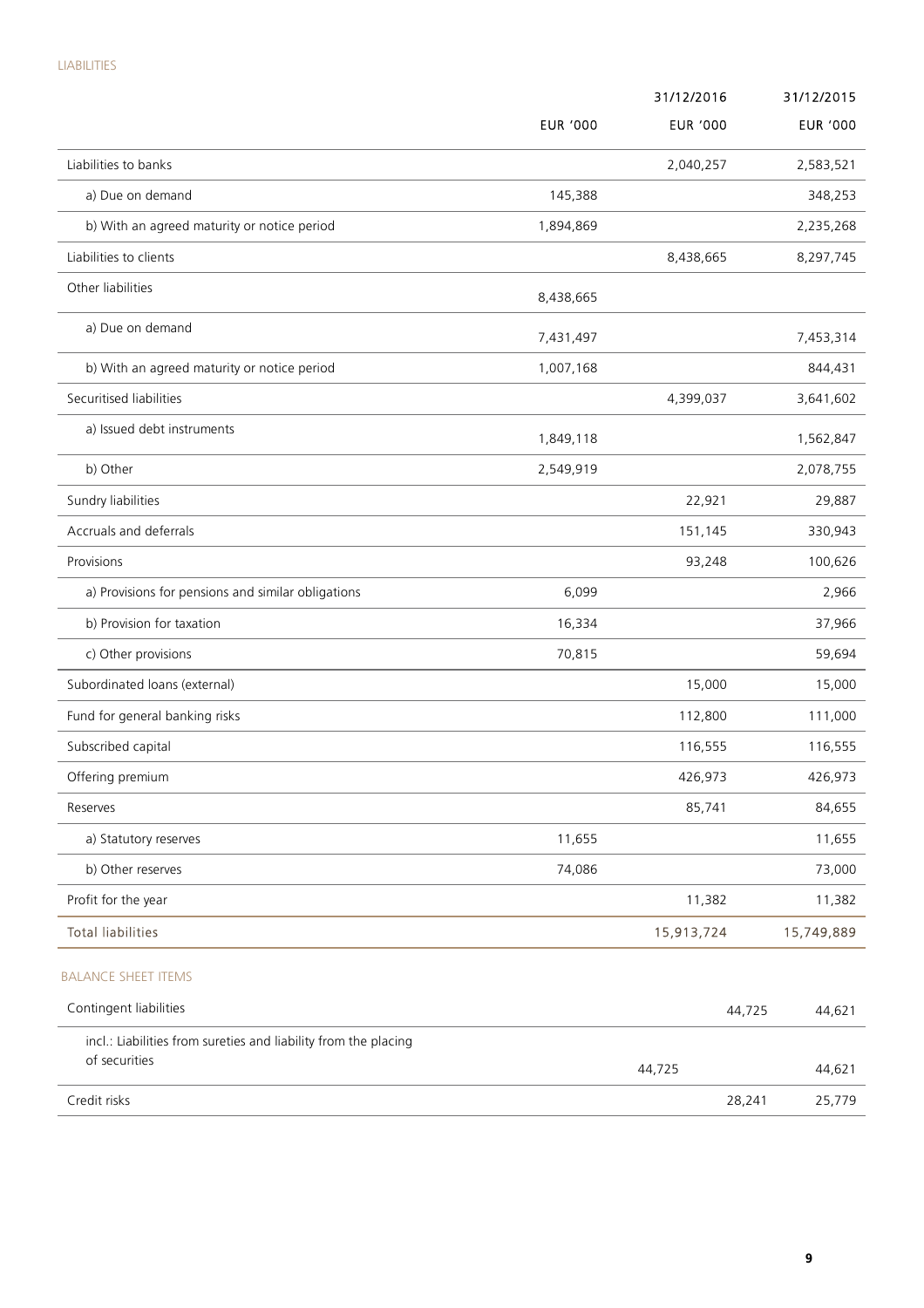LIABILITIES

| | EUR '000 | 31/12/2016 EUR '000 | 31/12/2015 EUR '000 |
|---|---|---|---|
| Liabilities to banks | | 2,040,257 | 2,583,521 |
| a) Due on demand | 145,388 | | 348,253 |
| b) With an agreed maturity or notice period | 1,894,869 | | 2,235,268 |
| Liabilities to clients | | 8,438,665 | 8,297,745 |
| Other liabilities | 8,438,665 | | |
| a) Due on demand | 7,431,497 | | 7,453,314 |
| b) With an agreed maturity or notice period | 1,007,168 | | 844,431 |
| Securitised liabilities | | 4,399,037 | 3,641,602 |
| a) Issued debt instruments | 1,849,118 | | 1,562,847 |
| b) Other | 2,549,919 | | 2,078,755 |
| Sundry liabilities | | 22,921 | 29,887 |
| Accruals and deferrals | | 151,145 | 330,943 |
| Provisions | | 93,248 | 100,626 |
| a) Provisions for pensions and similar obligations | 6,099 | | 2,966 |
| b) Provision for taxation | 16,334 | | 37,966 |
| c) Other provisions | 70,815 | | 59,694 |
| Subordinated loans (external) | | 15,000 | 15,000 |
| Fund for general banking risks | | 112,800 | 111,000 |
| Subscribed capital | | 116,555 | 116,555 |
| Offering premium | | 426,973 | 426,973 |
| Reserves | | 85,741 | 84,655 |
| a) Statutory reserves | 11,655 | | 11,655 |
| b) Other reserves | 74,086 | | 73,000 |
| Profit for the year | | 11,382 | 11,382 |
| Total liabilities | | 15,913,724 | 15,749,889 |

BALANCE SHEET ITEMS

| | | | |
|---|---|---|---|
| Contingent liabilities | | 44,725 | 44,621 |
| incl.: Liabilities from sureties and liability from the placing of securities | 44,725 | | 44,621 |
| Credit risks | | 28,241 | 25,779 |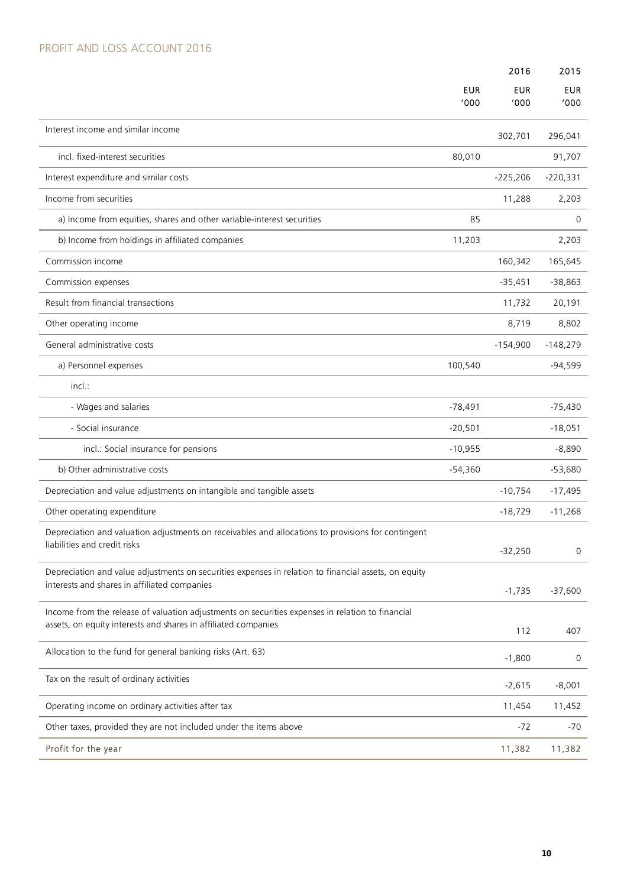## PROFIT AND LOSS ACCOUNT 2016

| | | 2016 | 2015 |
|---|---|---|---|
| | EUR '000 | EUR '000 | EUR '000 |
| Interest income and similar income | | 302,701 | 296,041 |
| incl. fixed-interest securities | 80,010 | | 91,707 |
| Interest expenditure and similar costs | | -225,206 | -220,331 |
| Income from securities | | 11,288 | 2,203 |
| a) Income from equities, shares and other variable-interest securities | 85 | | 0 |
| b) Income from holdings in affiliated companies | 11,203 | | 2,203 |
| Commission income | | 160,342 | 165,645 |
| Commission expenses | | -35,451 | -38,863 |
| Result from financial transactions | | 11,732 | 20,191 |
| Other operating income | | 8,719 | 8,802 |
| General administrative costs | | -154,900 | -148,279 |
| a) Personnel expenses | 100,540 | | -94,599 |
| incl.: | | | |
| - Wages and salaries | -78,491 | | -75,430 |
| - Social insurance | -20,501 | | -18,051 |
| incl.: Social insurance for pensions | -10,955 | | -8,890 |
| b) Other administrative costs | -54,360 | | -53,680 |
| Depreciation and value adjustments on intangible and tangible assets | | -10,754 | -17,495 |
| Other operating expenditure | | -18,729 | -11,268 |
| Depreciation and valuation adjustments on receivables and allocations to provisions for contingent liabilities and credit risks | | -32,250 | 0 |
| Depreciation and value adjustments on securities expenses in relation to financial assets, on equity interests and shares in affiliated companies | | -1,735 | -37,600 |
| Income from the release of valuation adjustments on securities expenses in relation to financial assets, on equity interests and shares in affiliated companies | | 112 | 407 |
| Allocation to the fund for general banking risks (Art. 63) | | -1,800 | 0 |
| Tax on the result of ordinary activities | | -2,615 | -8,001 |
| Operating income on ordinary activities after tax | | 11,454 | 11,452 |
| Other taxes, provided they are not included under the items above | | -72 | -70 |
| Profit for the year | | 11,382 | 11,382 |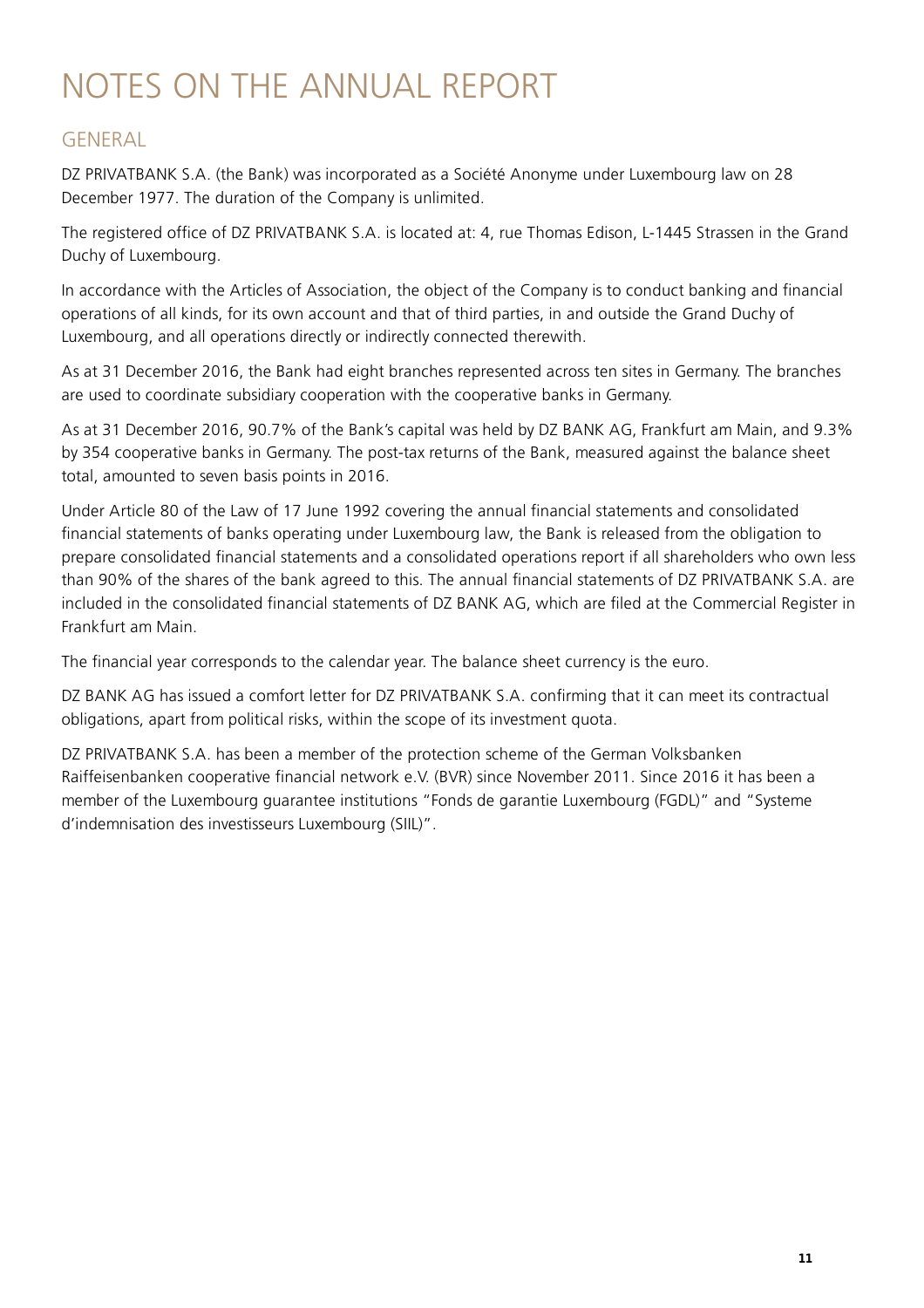# NOTES ON THE ANNUAL REPORT

## GENERAL

DZ PRIVATBANK S.A. (the Bank) was incorporated as a Société Anonyme under Luxembourg law on 28 December 1977. The duration of the Company is unlimited.

The registered office of DZ PRIVATBANK S.A. is located at: 4, rue Thomas Edison, L-1445 Strassen in the Grand Duchy of Luxembourg.

In accordance with the Articles of Association, the object of the Company is to conduct banking and financial operations of all kinds, for its own account and that of third parties, in and outside the Grand Duchy of Luxembourg, and all operations directly or indirectly connected therewith.

As at 31 December 2016, the Bank had eight branches represented across ten sites in Germany. The branches are used to coordinate subsidiary cooperation with the cooperative banks in Germany.

As at 31 December 2016, 90.7% of the Bank's capital was held by DZ BANK AG, Frankfurt am Main, and 9.3% by 354 cooperative banks in Germany. The post-tax returns of the Bank, measured against the balance sheet total, amounted to seven basis points in 2016.

Under Article 80 of the Law of 17 June 1992 covering the annual financial statements and consolidated financial statements of banks operating under Luxembourg law, the Bank is released from the obligation to prepare consolidated financial statements and a consolidated operations report if all shareholders who own less than 90% of the shares of the bank agreed to this. The annual financial statements of DZ PRIVATBANK S.A. are included in the consolidated financial statements of DZ BANK AG, which are filed at the Commercial Register in Frankfurt am Main.

The financial year corresponds to the calendar year. The balance sheet currency is the euro.

DZ BANK AG has issued a comfort letter for DZ PRIVATBANK S.A. confirming that it can meet its contractual obligations, apart from political risks, within the scope of its investment quota.

DZ PRIVATBANK S.A. has been a member of the protection scheme of the German Volksbanken Raiffeisenbanken cooperative financial network e.V. (BVR) since November 2011. Since 2016 it has been a member of the Luxembourg guarantee institutions "Fonds de garantie Luxembourg (FGDL)" and "Systeme d'indemnisation des investisseurs Luxembourg (SIIL)".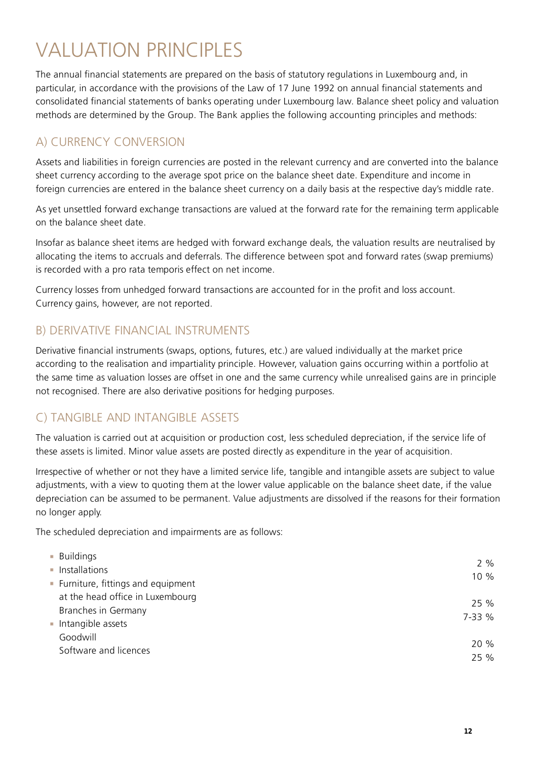# VALUATION PRINCIPLES

The annual financial statements are prepared on the basis of statutory regulations in Luxembourg and, in particular, in accordance with the provisions of the Law of 17 June 1992 on annual financial statements and consolidated financial statements of banks operating under Luxembourg law. Balance sheet policy and valuation methods are determined by the Group. The Bank applies the following accounting principles and methods:

## A) CURRENCY CONVERSION

Assets and liabilities in foreign currencies are posted in the relevant currency and are converted into the balance sheet currency according to the average spot price on the balance sheet date. Expenditure and income in foreign currencies are entered in the balance sheet currency on a daily basis at the respective day's middle rate.

As yet unsettled forward exchange transactions are valued at the forward rate for the remaining term applicable on the balance sheet date.

Insofar as balance sheet items are hedged with forward exchange deals, the valuation results are neutralised by allocating the items to accruals and deferrals. The difference between spot and forward rates (swap premiums) is recorded with a pro rata temporis effect on net income.

Currency losses from unhedged forward transactions are accounted for in the profit and loss account. Currency gains, however, are not reported.

## B) DERIVATIVE FINANCIAL INSTRUMENTS

Derivative financial instruments (swaps, options, futures, etc.) are valued individually at the market price according to the realisation and impartiality principle. However, valuation gains occurring within a portfolio at the same time as valuation losses are offset in one and the same currency while unrealised gains are in principle not recognised. There are also derivative positions for hedging purposes.

## C) TANGIBLE AND INTANGIBLE ASSETS

The valuation is carried out at acquisition or production cost, less scheduled depreciation, if the service life of these assets is limited. Minor value assets are posted directly as expenditure in the year of acquisition.

Irrespective of whether or not they have a limited service life, tangible and intangible assets are subject to value adjustments, with a view to quoting them at the lower value applicable on the balance sheet date, if the value depreciation can be assumed to be permanent. Value adjustments are dissolved if the reasons for their formation no longer apply.

The scheduled depreciation and impairments are as follows:

| | |
|---|---|
| Buildings | 2 % |
| Installations | 10 % |
| Furniture, fittings and equipment | |
| at the head office in Luxembourg | 25 % |
| Branches in Germany | 7-33 % |
| Intangible assets | |
| Goodwill | 20 % |
| Software and licences | 25 % |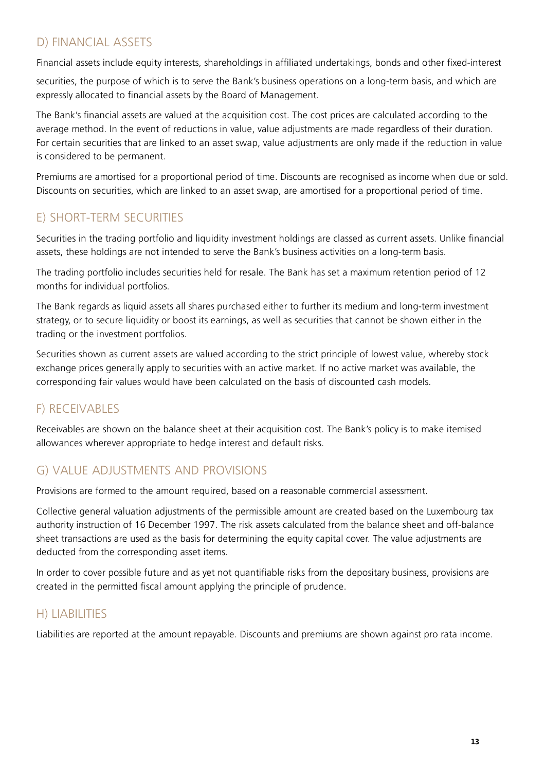## D) FINANCIAL ASSETS

Financial assets include equity interests, shareholdings in affiliated undertakings, bonds and other fixed-interest securities, the purpose of which is to serve the Bank's business operations on a long-term basis, and which are expressly allocated to financial assets by the Board of Management.

The Bank's financial assets are valued at the acquisition cost. The cost prices are calculated according to the average method. In the event of reductions in value, value adjustments are made regardless of their duration. For certain securities that are linked to an asset swap, value adjustments are only made if the reduction in value is considered to be permanent.

Premiums are amortised for a proportional period of time. Discounts are recognised as income when due or sold. Discounts on securities, which are linked to an asset swap, are amortised for a proportional period of time.

## E) SHORT-TERM SECURITIES

Securities in the trading portfolio and liquidity investment holdings are classed as current assets. Unlike financial assets, these holdings are not intended to serve the Bank's business activities on a long-term basis.

The trading portfolio includes securities held for resale. The Bank has set a maximum retention period of 12 months for individual portfolios.

The Bank regards as liquid assets all shares purchased either to further its medium and long-term investment strategy, or to secure liquidity or boost its earnings, as well as securities that cannot be shown either in the trading or the investment portfolios.

Securities shown as current assets are valued according to the strict principle of lowest value, whereby stock exchange prices generally apply to securities with an active market. If no active market was available, the corresponding fair values would have been calculated on the basis of discounted cash models.

## F) RECEIVABLES

Receivables are shown on the balance sheet at their acquisition cost. The Bank's policy is to make itemised allowances wherever appropriate to hedge interest and default risks.

## G) VALUE ADJUSTMENTS AND PROVISIONS

Provisions are formed to the amount required, based on a reasonable commercial assessment.

Collective general valuation adjustments of the permissible amount are created based on the Luxembourg tax authority instruction of 16 December 1997. The risk assets calculated from the balance sheet and off-balance sheet transactions are used as the basis for determining the equity capital cover. The value adjustments are deducted from the corresponding asset items.

In order to cover possible future and as yet not quantifiable risks from the depositary business, provisions are created in the permitted fiscal amount applying the principle of prudence.

## H) LIABILITIES

Liabilities are reported at the amount repayable. Discounts and premiums are shown against pro rata income.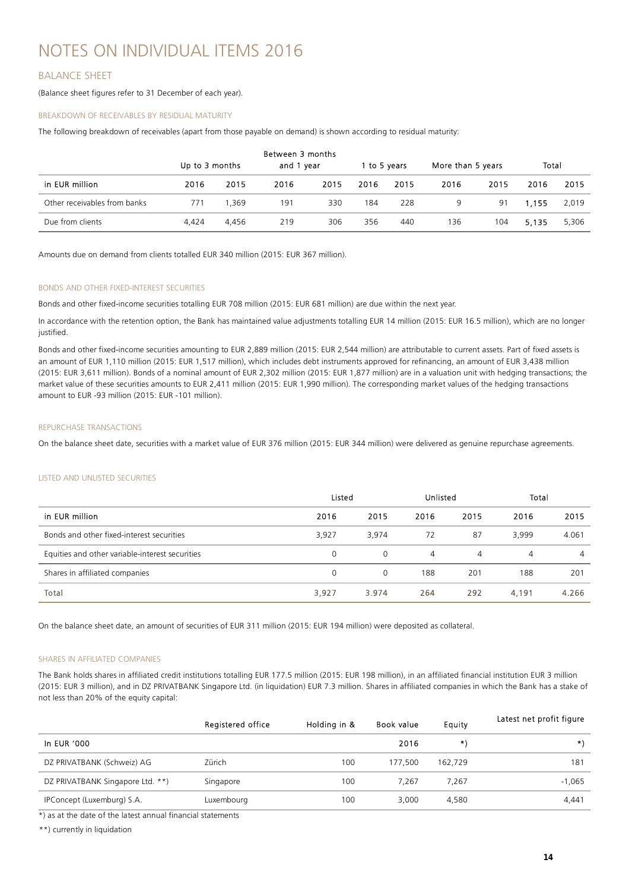# NOTES ON INDIVIDUAL ITEMS 2016

## BALANCE SHEET

(Balance sheet figures refer to 31 December of each year).

### BREAKDOWN OF RECEIVABLES BY RESIDUAL MATURITY

The following breakdown of receivables (apart from those payable on demand) is shown according to residual maturity:

| | Up to 3 months | | Between 3 months and 1 year | | 1 to 5 years | | More than 5 years | | Total | |
|---|---|---|---|---|---|---|---|---|---|---|
| in EUR million | 2016 | 2015 | 2016 | 2015 | 2016 | 2015 | 2016 | 2015 | 2016 | 2015 |
| Other receivables from banks | 771 | 1,369 | 191 | 330 | 184 | 228 | 9 | 91 | 1,155 | 2,019 |
| Due from clients | 4,424 | 4,456 | 219 | 306 | 356 | 440 | 136 | 104 | 5,135 | 5,306 |

Amounts due on demand from clients totalled EUR 340 million (2015: EUR 367 million).

### BONDS AND OTHER FIXED-INTEREST SECURITIES

Bonds and other fixed-income securities totalling EUR 708 million (2015: EUR 681 million) are due within the next year.

In accordance with the retention option, the Bank has maintained value adjustments totalling EUR 14 million (2015: EUR 16.5 million), which are no longer justified.

Bonds and other fixed-income securities amounting to EUR 2,889 million (2015: EUR 2,544 million) are attributable to current assets. Part of fixed assets is an amount of EUR 1,110 million (2015: EUR 1,517 million), which includes debt instruments approved for refinancing, an amount of EUR 3,438 million (2015: EUR 3,611 million). Bonds of a nominal amount of EUR 2,302 million (2015: EUR 1,877 million) are in a valuation unit with hedging transactions; the market value of these securities amounts to EUR 2,411 million (2015: EUR 1,990 million). The corresponding market values of the hedging transactions amount to EUR -93 million (2015: EUR -101 million).

### REPURCHASE TRANSACTIONS

On the balance sheet date, securities with a market value of EUR 376 million (2015: EUR 344 million) were delivered as genuine repurchase agreements.

### LISTED AND UNLISTED SECURITIES

| | Listed | | Unlisted | | Total | |
|---|---|---|---|---|---|---|
| in EUR million | 2016 | 2015 | 2016 | 2015 | 2016 | 2015 |
| Bonds and other fixed-interest securities | 3,927 | 3,974 | 72 | 87 | 3,999 | 4.061 |
| Equities and other variable-interest securities | 0 | 0 | 4 | 4 | 4 | 4 |
| Shares in affiliated companies | 0 | 0 | 188 | 201 | 188 | 201 |
| Total | 3,927 | 3.974 | 264 | 292 | 4,191 | 4.266 |

On the balance sheet date, an amount of securities of EUR 311 million (2015: EUR 194 million) were deposited as collateral.

### SHARES IN AFFILIATED COMPANIES

The Bank holds shares in affiliated credit institutions totalling EUR 177.5 million (2015: EUR 198 million), in an affiliated financial institution EUR 3 million (2015: EUR 3 million), and in DZ PRIVATBANK Singapore Ltd. (in liquidation) EUR 7.3 million. Shares in affiliated companies in which the Bank has a stake of not less than 20% of the equity capital:

| | Registered office | Holding in & | Book value | Equity | Latest net profit figure |
|---|---|---|---|---|---|
| In EUR '000 | | | 2016 | *) | *) |
| DZ PRIVATBANK (Schweiz) AG | Zürich | 100 | 177,500 | 162,729 | 181 |
| DZ PRIVATBANK Singapore Ltd. **) | Singapore | 100 | 7,267 | 7,267 | -1,065 |
| IPConcept (Luxemburg) S.A. | Luxembourg | 100 | 3,000 | 4,580 | 4,441 |

*) as at the date of the latest annual financial statements

**) currently in liquidation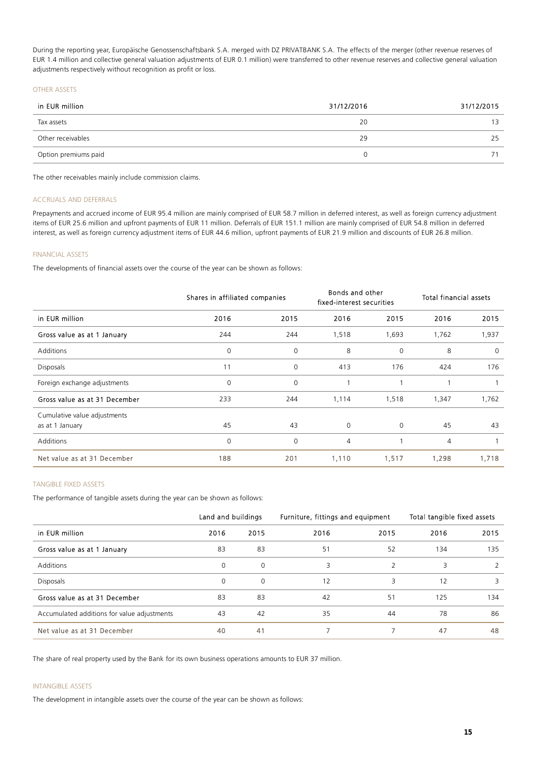During the reporting year, Europäische Genossenschaftsbank S.A. merged with DZ PRIVATBANK S.A. The effects of the merger (other revenue reserves of EUR 1.4 million and collective general valuation adjustments of EUR 0.1 million) were transferred to other revenue reserves and collective general valuation adjustments respectively without recognition as profit or loss.

## OTHER ASSETS

| in EUR million | 31/12/2016 | 31/12/2015 |
|---|---|---|
| Tax assets | 20 | 13 |
| Other receivables | 29 | 25 |
| Option premiums paid | 0 | 71 |

The other receivables mainly include commission claims.

## ACCRUALS AND DEFERRALS

Prepayments and accrued income of EUR 95.4 million are mainly comprised of EUR 58.7 million in deferred interest, as well as foreign currency adjustment items of EUR 25.6 million and upfront payments of EUR 11 million. Deferrals of EUR 151.1 million are mainly comprised of EUR 54.8 million in deferred interest, as well as foreign currency adjustment items of EUR 44.6 million, upfront payments of EUR 21.9 million and discounts of EUR 26.8 million.

## FINANCIAL ASSETS

The developments of financial assets over the course of the year can be shown as follows:

| | Shares in affiliated companies | | Bonds and other fixed-interest securities | | Total financial assets | |
|---|---|---|---|---|---|---|
| in EUR million | 2016 | 2015 | 2016 | 2015 | 2016 | 2015 |
| Gross value as at 1 January | 244 | 244 | 1,518 | 1,693 | 1,762 | 1,937 |
| Additions | 0 | 0 | 8 | 0 | 8 | 0 |
| Disposals | 11 | 0 | 413 | 176 | 424 | 176 |
| Foreign exchange adjustments | 0 | 0 | 1 | 1 | 1 | 1 |
| Gross value as at 31 December | 233 | 244 | 1,114 | 1,518 | 1,347 | 1,762 |
| Cumulative value adjustments as at 1 January | 45 | 43 | 0 | 0 | 45 | 43 |
| Additions | 0 | 0 | 4 | 1 | 4 | 1 |
| Net value as at 31 December | 188 | 201 | 1,110 | 1,517 | 1,298 | 1,718 |

## TANGIBLE FIXED ASSETS

The performance of tangible assets during the year can be shown as follows:

| | Land and buildings | | Furniture, fittings and equipment | | Total tangible fixed assets | |
|---|---|---|---|---|---|---|
| in EUR million | 2016 | 2015 | 2016 | 2015 | 2016 | 2015 |
| Gross value as at 1 January | 83 | 83 | 51 | 52 | 134 | 135 |
| Additions | 0 | 0 | 3 | 2 | 3 | 2 |
| Disposals | 0 | 0 | 12 | 3 | 12 | 3 |
| Gross value as at 31 December | 83 | 83 | 42 | 51 | 125 | 134 |
| Accumulated additions for value adjustments | 43 | 42 | 35 | 44 | 78 | 86 |
| Net value as at 31 December | 40 | 41 | 7 | 7 | 47 | 48 |

The share of real property used by the Bank for its own business operations amounts to EUR 37 million.

## INTANGIBLE ASSETS

The development in intangible assets over the course of the year can be shown as follows: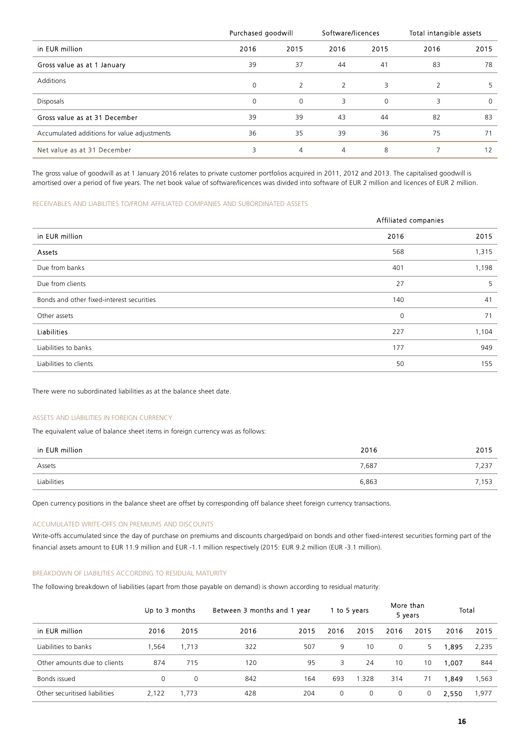| | Purchased goodwill | | Software/licences | | Total intangible assets | |
|---|---|---|---|---|---|---|
| in EUR million | 2016 | 2015 | 2016 | 2015 | 2016 | 2015 |
| Gross value as at 1 January | 39 | 37 | 44 | 41 | 83 | 78 |
| Additions | 0 | 2 | 2 | 3 | 2 | 5 |
| Disposals | 0 | 0 | 3 | 0 | 3 | 0 |
| Gross value as at 31 December | 39 | 39 | 43 | 44 | 82 | 83 |
| Accumulated additions for value adjustments | 36 | 35 | 39 | 36 | 75 | 71 |
| Net value as at 31 December | 3 | 4 | 4 | 8 | 7 | 12 |

The gross value of goodwill as at 1 January 2016 relates to private customer portfolios acquired in 2011, 2012 and 2013. The capitalised goodwill is amortised over a period of five years. The net book value of software/licences was divided into software of EUR 2 million and licences of EUR 2 million.

### RECEIVABLES AND LIABILITIES TO/FROM AFFILIATED COMPANIES AND SUBORDINATED ASSETS

| | Affiliated companies | |
|---|---|---|
| in EUR million | 2016 | 2015 |
| Assets | 568 | 1,315 |
| Due from banks | 401 | 1,198 |
| Due from clients | 27 | 5 |
| Bonds and other fixed-interest securities | 140 | 41 |
| Other assets | 0 | 71 |
| Liabilities | 227 | 1,104 |
| Liabilities to banks | 177 | 949 |
| Liabilities to clients | 50 | 155 |

There were no subordinated liabilities as at the balance sheet date.

### ASSETS AND LIABILITIES IN FOREIGN CURRENCY

The equivalent value of balance sheet items in foreign currency was as follows:

| in EUR million | 2016 | 2015 |
|---|---|---|
| Assets | 7,687 | 7,237 |
| Liabilities | 6,863 | 7,153 |

Open currency positions in the balance sheet are offset by corresponding off balance sheet foreign currency transactions.

### ACCUMULATED WRITE-OFFS ON PREMIUMS AND DISCOUNTS

Write-offs accumulated since the day of purchase on premiums and discounts charged/paid on bonds and other fixed-interest securities forming part of the financial assets amount to EUR 11.9 million and EUR -1.1 million respectively (2015: EUR 9.2 million (EUR -3.1 million).

### BREAKDOWN OF LIABILITIES ACCORDING TO RESIDUAL MATURITY

The following breakdown of liabilities (apart from those payable on demand) is shown according to residual maturity:

| | Up to 3 months | | Between 3 months and 1 year | | 1 to 5 years | | More than 5 years | | Total | |
|---|---|---|---|---|---|---|---|---|---|---|
| in EUR million | 2016 | 2015 | 2016 | 2015 | 2016 | 2015 | 2016 | 2015 | 2016 | 2015 |
| Liabilities to banks | 1,564 | 1,713 | 322 | 507 | 9 | 10 | 0 | 5 | 1,895 | 2,235 |
| Other amounts due to clients | 874 | 715 | 120 | 95 | 3 | 24 | 10 | 10 | 1,007 | 844 |
| Bonds issued | 0 | 0 | 842 | 164 | 693 | 1.328 | 314 | 71 | 1,849 | 1,563 |
| Other securitised liabilities | 2,122 | 1,773 | 428 | 204 | 0 | 0 | 0 | 0 | 2,550 | 1,977 |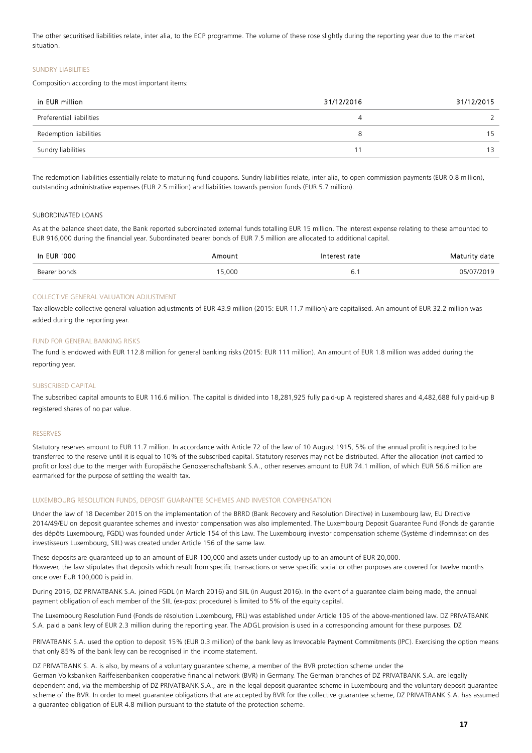The other securitised liabilities relate, inter alia, to the ECP programme. The volume of these rose slightly during the reporting year due to the market situation.

### SUNDRY LIABILITIES

Composition according to the most important items:

| in EUR million | 31/12/2016 | 31/12/2015 |
|---|---|---|
| Preferential liabilities | 4 | 2 |
| Redemption liabilities | 8 | 15 |
| Sundry liabilities | 11 | 13 |

The redemption liabilities essentially relate to maturing fund coupons. Sundry liabilities relate, inter alia, to open commission payments (EUR 0.8 million), outstanding administrative expenses (EUR 2.5 million) and liabilities towards pension funds (EUR 5.7 million).

### SUBORDINATED LOANS

As at the balance sheet date, the Bank reported subordinated external funds totalling EUR 15 million. The interest expense relating to these amounted to EUR 916,000 during the financial year. Subordinated bearer bonds of EUR 7.5 million are allocated to additional capital.

| In EUR '000 | Amount | Interest rate | Maturity date |
|---|---|---|---|
| Bearer bonds | 15,000 | 6.1 | 05/07/2019 |

### COLLECTIVE GENERAL VALUATION ADJUSTMENT

Tax-allowable collective general valuation adjustments of EUR 43.9 million (2015: EUR 11.7 million) are capitalised. An amount of EUR 32.2 million was added during the reporting year.

### FUND FOR GENERAL BANKING RISKS

The fund is endowed with EUR 112.8 million for general banking risks (2015: EUR 111 million). An amount of EUR 1.8 million was added during the reporting year.

### SUBSCRIBED CAPITAL

The subscribed capital amounts to EUR 116.6 million. The capital is divided into 18,281,925 fully paid-up A registered shares and 4,482,688 fully paid-up B registered shares of no par value.

### RESERVES

Statutory reserves amount to EUR 11.7 million. In accordance with Article 72 of the law of 10 August 1915, 5% of the annual profit is required to be transferred to the reserve until it is equal to 10% of the subscribed capital. Statutory reserves may not be distributed. After the allocation (not carried to profit or loss) due to the merger with Europäische Genossenschaftsbank S.A., other reserves amount to EUR 74.1 million, of which EUR 56.6 million are earmarked for the purpose of settling the wealth tax.

### LUXEMBOURG RESOLUTION FUNDS, DEPOSIT GUARANTEE SCHEMES AND INVESTOR COMPENSATION

Under the law of 18 December 2015 on the implementation of the BRRD (Bank Recovery and Resolution Directive) in Luxembourg law, EU Directive 2014/49/EU on deposit guarantee schemes and investor compensation was also implemented. The Luxembourg Deposit Guarantee Fund (Fonds de garantie des dépôts Luxembourg, FGDL) was founded under Article 154 of this Law. The Luxembourg investor compensation scheme (Système d'indemnisation des investisseurs Luxembourg, SIIL) was created under Article 156 of the same law.

These deposits are guaranteed up to an amount of EUR 100,000 and assets under custody up to an amount of EUR 20,000.
However, the law stipulates that deposits which result from specific transactions or serve specific social or other purposes are covered for twelve months once over EUR 100,000 is paid in.

During 2016, DZ PRIVATBANK S.A. joined FGDL (in March 2016) and SIIL (in August 2016). In the event of a guarantee claim being made, the annual payment obligation of each member of the SIIL (ex-post procedure) is limited to 5% of the equity capital.

The Luxembourg Resolution Fund (Fonds de résolution Luxembourg, FRL) was established under Article 105 of the above-mentioned law. DZ PRIVATBANK S.A. paid a bank levy of EUR 2.3 million during the reporting year. The ADGL provision is used in a corresponding amount for these purposes. DZ PRIVATBANK S.A. used the option to deposit 15% (EUR 0.3 million) of the bank levy as Irrevocable Payment Commitments (IPC). Exercising the option means that only 85% of the bank levy can be recognised in the income statement.

DZ PRIVATBANK S. A. is also, by means of a voluntary guarantee scheme, a member of the BVR protection scheme under the German Volksbanken Raiffeisenbanken cooperative financial network (BVR) in Germany. The German branches of DZ PRIVATBANK S.A. are legally dependent and, via the membership of DZ PRIVATBANK S.A., are in the legal deposit guarantee scheme in Luxembourg and the voluntary deposit guarantee scheme of the BVR. In order to meet guarantee obligations that are accepted by BVR for the collective guarantee scheme, DZ PRIVATBANK S.A. has assumed a guarantee obligation of EUR 4.8 million pursuant to the statute of the protection scheme.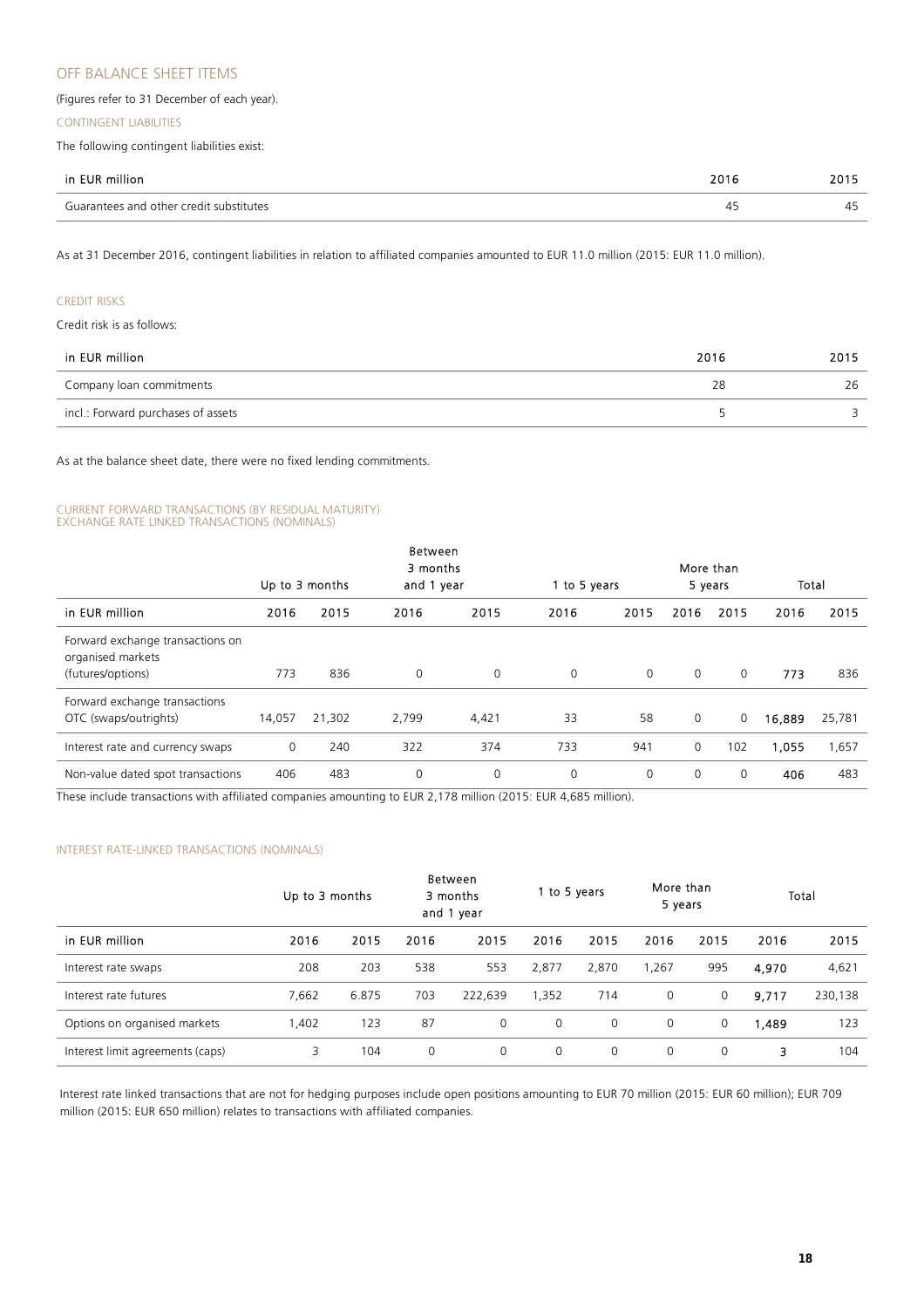## OFF BALANCE SHEET ITEMS

(Figures refer to 31 December of each year).

### CONTINGENT LIABILITIES

The following contingent liabilities exist:

| in EUR million | 2016 | 2015 |
|---|---|---|
| Guarantees and other credit substitutes | 45 | 45 |

As at 31 December 2016, contingent liabilities in relation to affiliated companies amounted to EUR 11.0 million (2015: EUR 11.0 million).

### CREDIT RISKS

Credit risk is as follows:

| in EUR million | 2016 | 2015 |
|---|---|---|
| Company loan commitments | 28 | 26 |
| incl.: Forward purchases of assets | 5 | 3 |

As at the balance sheet date, there were no fixed lending commitments.

### CURRENT FORWARD TRANSACTIONS (BY RESIDUAL MATURITY) EXCHANGE RATE LINKED TRANSACTIONS (NOMINALS)

| | Up to 3 months | | Between 3 months and 1 year | | 1 to 5 years | | More than 5 years | | Total | |
|---|---|---|---|---|---|---|---|---|---|---|
| in EUR million | 2016 | 2015 | 2016 | 2015 | 2016 | 2015 | 2016 | 2015 | 2016 | 2015 |
| Forward exchange transactions on organised markets (futures/options) | 773 | 836 | 0 | 0 | 0 | 0 | 0 | 0 | 773 | 836 |
| Forward exchange transactions OTC (swaps/outrights) | 14,057 | 21,302 | 2,799 | 4,421 | 33 | 58 | 0 | 0 | 16,889 | 25,781 |
| Interest rate and currency swaps | 0 | 240 | 322 | 374 | 733 | 941 | 0 | 102 | 1,055 | 1,657 |
| Non-value dated spot transactions | 406 | 483 | 0 | 0 | 0 | 0 | 0 | 0 | 406 | 483 |

These include transactions with affiliated companies amounting to EUR 2,178 million (2015: EUR 4,685 million).

### INTEREST RATE-LINKED TRANSACTIONS (NOMINALS)

| | Up to 3 months | | Between 3 months and 1 year | | 1 to 5 years | | More than 5 years | | Total | |
|---|---|---|---|---|---|---|---|---|---|---|
| in EUR million | 2016 | 2015 | 2016 | 2015 | 2016 | 2015 | 2016 | 2015 | 2016 | 2015 |
| Interest rate swaps | 208 | 203 | 538 | 553 | 2,877 | 2,870 | 1,267 | 995 | 4,970 | 4,621 |
| Interest rate futures | 7,662 | 6.875 | 703 | 222,639 | 1,352 | 714 | 0 | 0 | 9,717 | 230,138 |
| Options on organised markets | 1,402 | 123 | 87 | 0 | 0 | 0 | 0 | 0 | 1,489 | 123 |
| Interest limit agreements (caps) | 3 | 104 | 0 | 0 | 0 | 0 | 0 | 0 | 3 | 104 |

Interest rate linked transactions that are not for hedging purposes include open positions amounting to EUR 70 million (2015: EUR 60 million); EUR 709 million (2015: EUR 650 million) relates to transactions with affiliated companies.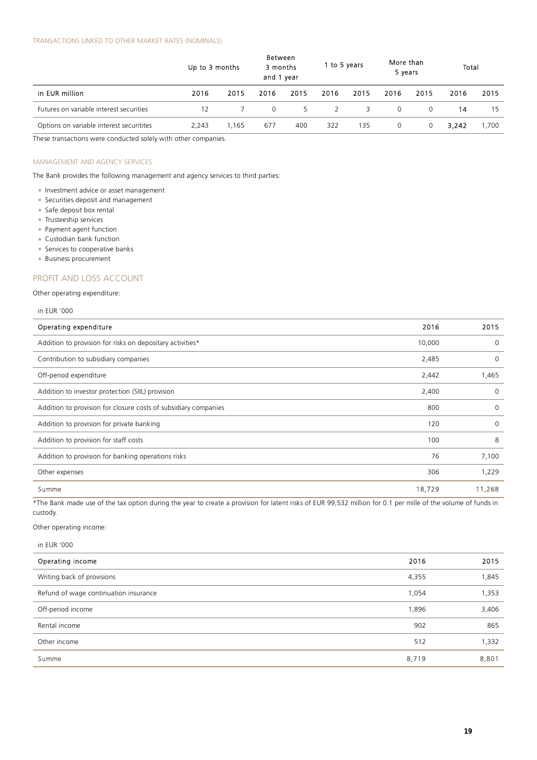#### TRANSACTIONS LINKED TO OTHER MARKET RATES (NOMINALS)

| | Up to 3 months | | Between 3 months and 1 year | | 1 to 5 years | | More than 5 years | | Total | |
|---|---|---|---|---|---|---|---|---|---|---|
| in EUR million | 2016 | 2015 | 2016 | 2015 | 2016 | 2015 | 2016 | 2015 | 2016 | 2015 |
| Futures on variable interest securities | 12 | 7 | 0 | 5 | 2 | 3 | 0 | 0 | 14 | 15 |
| Options on variable interest securitites | 2,243 | 1,165 | 677 | 400 | 322 | 135 | 0 | 0 | 3,242 | 1,700 |

These transactions were conducted solely with other companies.

#### MANAGEMENT AND AGENCY SERVICES

The Bank provides the following management and agency services to third parties:

- Investment advice or asset management
- Securities deposit and management
- Safe deposit box rental
- Trusteeship services
- Payment agent function
- Custodian bank function
- Services to cooperative banks
- Business procurement

## PROFIT AND LOSS ACCOUNT

Other operating expenditure:

in EUR '000

| Operating expenditure | 2016 | 2015 |
|---|---|---|
| Addition to provision for risks on depositary activities* | 10,000 | 0 |
| Contribution to subsidiary companies | 2,485 | 0 |
| Off-period expenditure | 2,442 | 1,465 |
| Addition to investor protection (SIIL) provision | 2,400 | 0 |
| Addition to provision for closure costs of subsidiary companies | 800 | 0 |
| Addition to provision for private banking | 120 | 0 |
| Addition to provision for staff costs | 100 | 8 |
| Addition to provision for banking operations risks | 76 | 7,100 |
| Other expenses | 306 | 1,229 |
| Summe | 18,729 | 11,268 |

*The Bank made use of the tax option during the year to create a provision for latent risks of EUR 99,532 million for 0.1 per mille of the volume of funds in custody.

Other operating income:

in EUR '000

| Operating income | 2016 | 2015 |
|---|---|---|
| Writing back of provisions | 4,355 | 1,845 |
| Refund of wage continuation insurance | 1,054 | 1,353 |
| Off-period income | 1,896 | 3,406 |
| Rental income | 902 | 865 |
| Other income | 512 | 1,332 |
| Summe | 8,719 | 8,801 |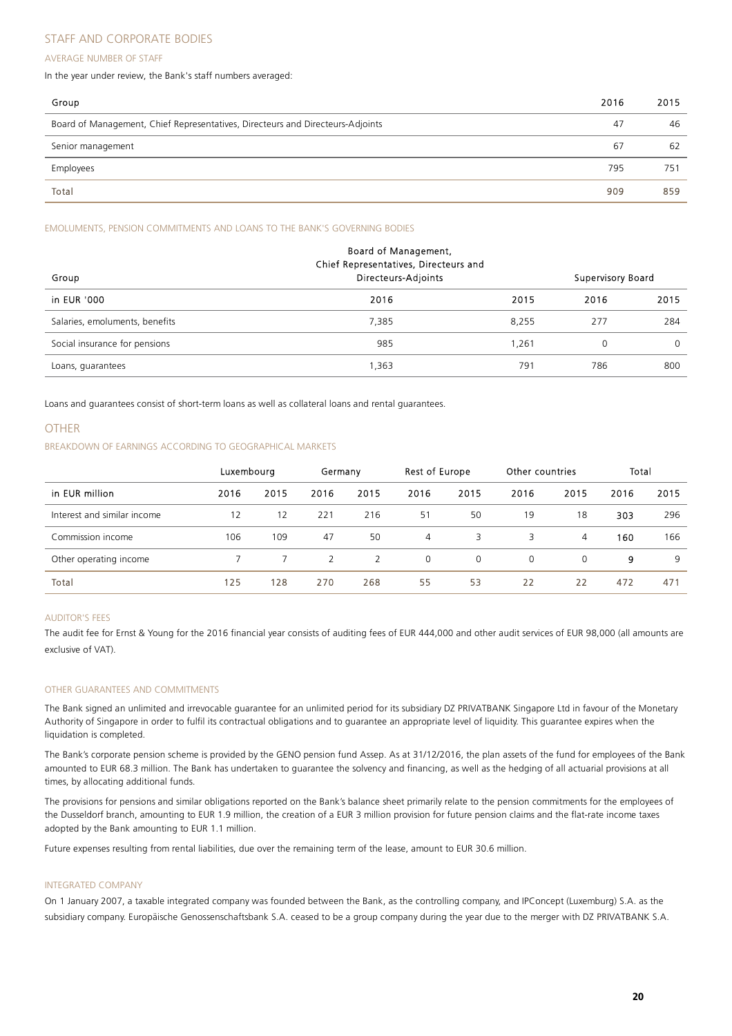## STAFF AND CORPORATE BODIES

### AVERAGE NUMBER OF STAFF

In the year under review, the Bank's staff numbers averaged:

| Group | 2016 | 2015 |
|---|---|---|
| Board of Management, Chief Representatives, Directeurs and Directeurs-Adjoints | 47 | 46 |
| Senior management | 67 | 62 |
| Employees | 795 | 751 |
| Total | 909 | 859 |

### EMOLUMENTS, PENSION COMMITMENTS AND LOANS TO THE BANK'S GOVERNING BODIES

| Group | Board of Management, Chief Representatives, Directeurs and Directeurs-Adjoints | | Supervisory Board | |
|---|---|---|---|---|
| in EUR '000 | 2016 | 2015 | 2016 | 2015 |
| Salaries, emoluments, benefits | 7,385 | 8,255 | 277 | 284 |
| Social insurance for pensions | 985 | 1,261 | 0 | 0 |
| Loans, guarantees | 1,363 | 791 | 786 | 800 |

Loans and guarantees consist of short-term loans as well as collateral loans and rental guarantees.

## OTHER

### BREAKDOWN OF EARNINGS ACCORDING TO GEOGRAPHICAL MARKETS

| | Luxembourg | | Germany | | Rest of Europe | | Other countries | | Total | |
|---|---|---|---|---|---|---|---|---|---|---|
| in EUR million | 2016 | 2015 | 2016 | 2015 | 2016 | 2015 | 2016 | 2015 | 2016 | 2015 |
| Interest and similar income | 12 | 12 | 221 | 216 | 51 | 50 | 19 | 18 | 303 | 296 |
| Commission income | 106 | 109 | 47 | 50 | 4 | 3 | 3 | 4 | 160 | 166 |
| Other operating income | 7 | 7 | 2 | 2 | 0 | 0 | 0 | 0 | 9 | 9 |
| Total | 125 | 128 | 270 | 268 | 55 | 53 | 22 | 22 | 472 | 471 |

### AUDITOR'S FEES

The audit fee for Ernst & Young for the 2016 financial year consists of auditing fees of EUR 444,000 and other audit services of EUR 98,000 (all amounts are exclusive of VAT).

### OTHER GUARANTEES AND COMMITMENTS

The Bank signed an unlimited and irrevocable guarantee for an unlimited period for its subsidiary DZ PRIVATBANK Singapore Ltd in favour of the Monetary Authority of Singapore in order to fulfil its contractual obligations and to guarantee an appropriate level of liquidity. This guarantee expires when the liquidation is completed.

The Bank's corporate pension scheme is provided by the GENO pension fund Assep. As at 31/12/2016, the plan assets of the fund for employees of the Bank amounted to EUR 68.3 million. The Bank has undertaken to guarantee the solvency and financing, as well as the hedging of all actuarial provisions at all times, by allocating additional funds.

The provisions for pensions and similar obligations reported on the Bank's balance sheet primarily relate to the pension commitments for the employees of the Dusseldorf branch, amounting to EUR 1.9 million, the creation of a EUR 3 million provision for future pension claims and the flat-rate income taxes adopted by the Bank amounting to EUR 1.1 million.

Future expenses resulting from rental liabilities, due over the remaining term of the lease, amount to EUR 30.6 million.

### INTEGRATED COMPANY

On 1 January 2007, a taxable integrated company was founded between the Bank, as the controlling company, and IPConcept (Luxemburg) S.A. as the subsidiary company. Europäische Genossenschaftsbank S.A. ceased to be a group company during the year due to the merger with DZ PRIVATBANK S.A.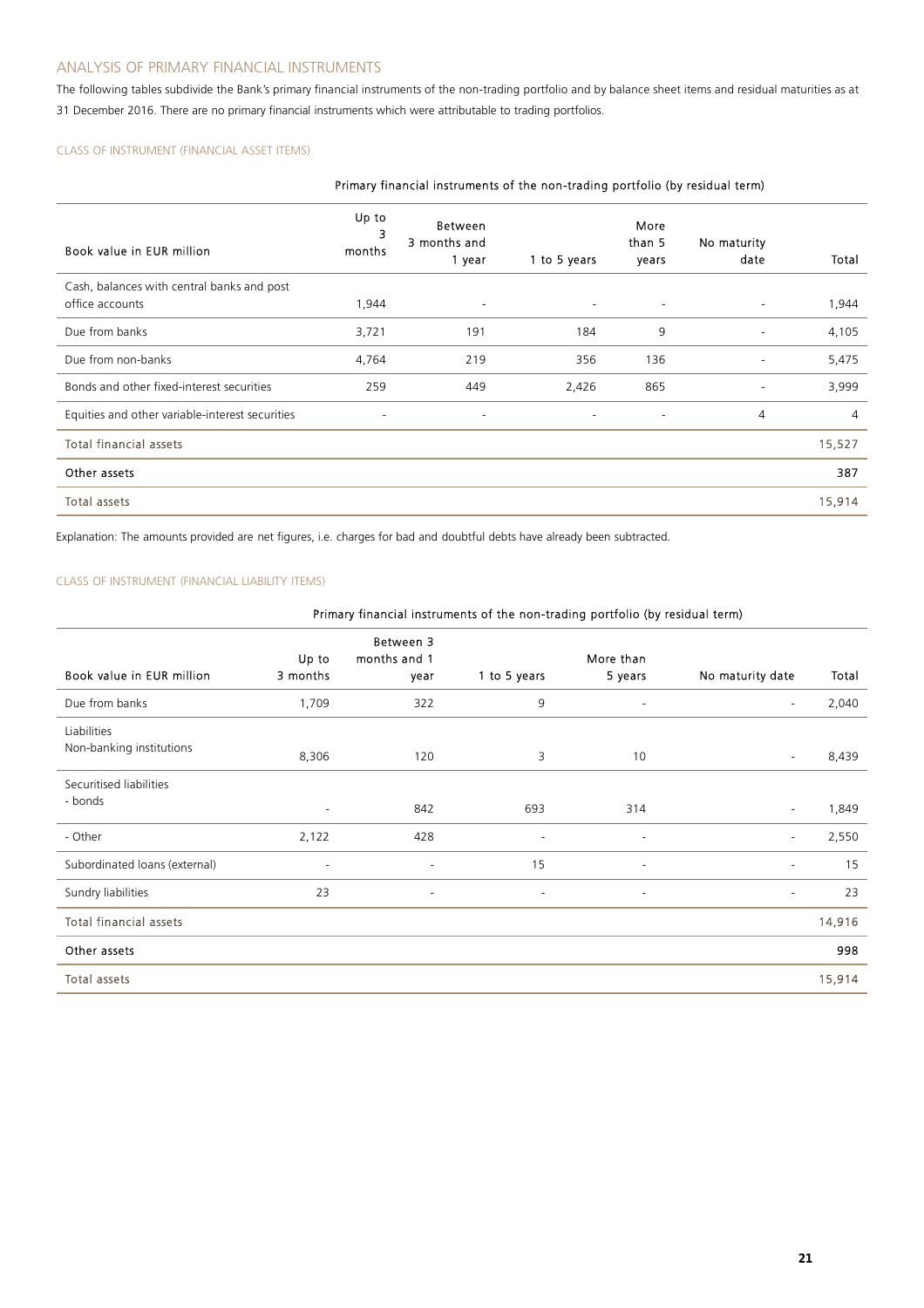## ANALYSIS OF PRIMARY FINANCIAL INSTRUMENTS

The following tables subdivide the Bank's primary financial instruments of the non-trading portfolio and by balance sheet items and residual maturities as at 31 December 2016. There are no primary financial instruments which were attributable to trading portfolios.

### CLASS OF INSTRUMENT (FINANCIAL ASSET ITEMS)

| | Primary financial instruments of the non-trading portfolio (by residual term) | | | | | |
|---|---|---|---|---|---|---|
| Book value in EUR million | Up to 3 months | Between 3 months and 1 year | 1 to 5 years | More than 5 years | No maturity date | Total |
| Cash, balances with central banks and post office accounts | 1,944 | - | - | - | - | 1,944 |
| Due from banks | 3,721 | 191 | 184 | 9 | - | 4,105 |
| Due from non-banks | 4,764 | 219 | 356 | 136 | - | 5,475 |
| Bonds and other fixed-interest securities | 259 | 449 | 2,426 | 865 | - | 3,999 |
| Equities and other variable-interest securities | - | - | - | - | 4 | 4 |
| Total financial assets | | | | | | 15,527 |
| **Other assets** | | | | | | **387** |
| Total assets | | | | | | 15,914 |

Explanation: The amounts provided are net figures, i.e. charges for bad and doubtful debts have already been subtracted.

### CLASS OF INSTRUMENT (FINANCIAL LIABILITY ITEMS)

| | Primary financial instruments of the non-trading portfolio (by residual term) | | | | | |
|---|---|---|---|---|---|---|
| Book value in EUR million | Up to 3 months | Between 3 months and 1 year | 1 to 5 years | More than 5 years | No maturity date | Total |
| Due from banks | 1,709 | 322 | 9 | - | - | 2,040 |
| Liabilities Non-banking institutions | 8,306 | 120 | 3 | 10 | - | 8,439 |
| Securitised liabilities - bonds | - | 842 | 693 | 314 | - | 1,849 |
| - Other | 2,122 | 428 | - | - | - | 2,550 |
| Subordinated loans (external) | - | - | 15 | - | - | 15 |
| Sundry liabilities | 23 | - | - | - | - | 23 |
| Total financial assets | | | | | | 14,916 |
| **Other assets** | | | | | | **998** |
| Total assets | | | | | | 15,914 |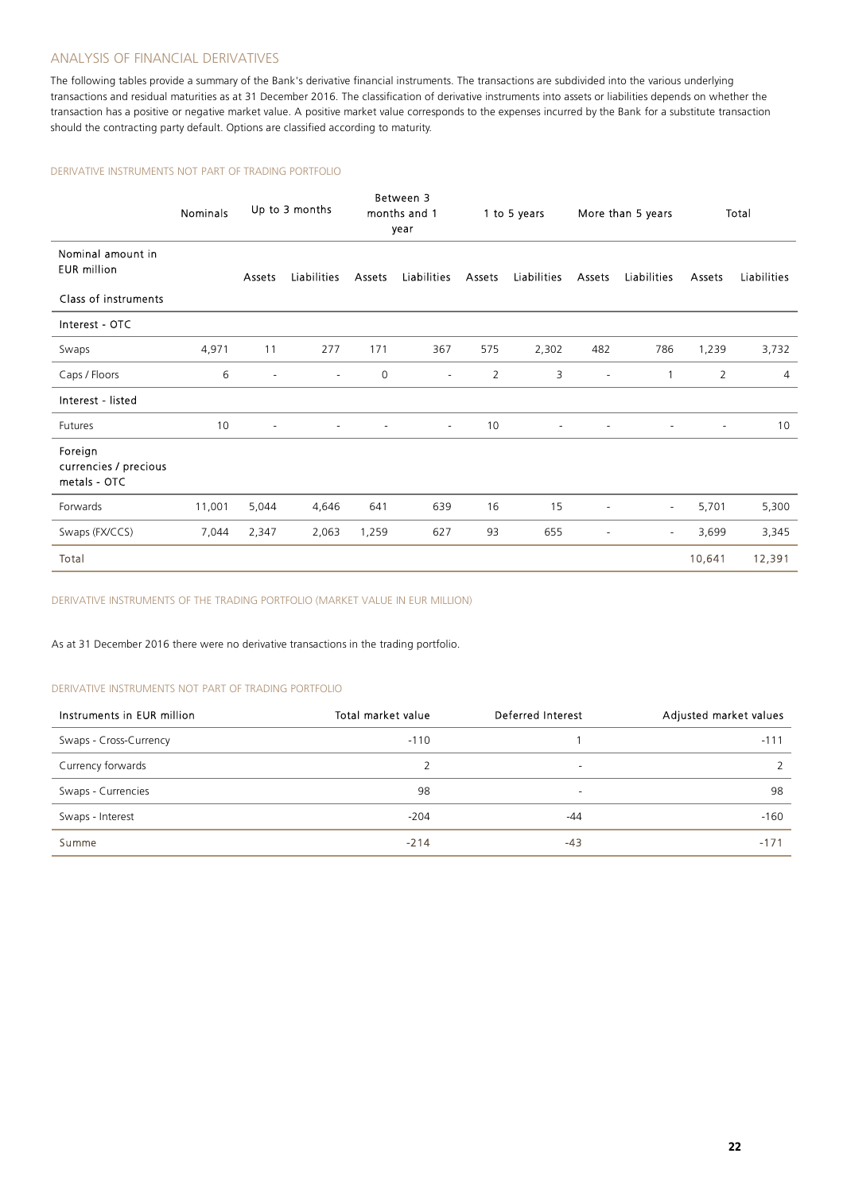## ANALYSIS OF FINANCIAL DERIVATIVES

The following tables provide a summary of the Bank's derivative financial instruments. The transactions are subdivided into the various underlying transactions and residual maturities as at 31 December 2016. The classification of derivative instruments into assets or liabilities depends on whether the transaction has a positive or negative market value. A positive market value corresponds to the expenses incurred by the Bank for a substitute transaction should the contracting party default. Options are classified according to maturity.

### DERIVATIVE INSTRUMENTS NOT PART OF TRADING PORTFOLIO

| | Nominals | Up to 3 months | | Between 3 months and 1 year | | 1 to 5 years | | More than 5 years | | Total | |
|---|---|---|---|---|---|---|---|---|---|---|---|
| Nominal amount in EUR million | | Assets | Liabilities | Assets | Liabilities | Assets | Liabilities | Assets | Liabilities | Assets | Liabilities |
| Class of instruments | | | | | | | | | | | |
| Interest - OTC | | | | | | | | | | | |
| Swaps | 4,971 | 11 | 277 | 171 | 367 | 575 | 2,302 | 482 | 786 | 1,239 | 3,732 |
| Caps / Floors | 6 | - | - | 0 | - | 2 | 3 | - | 1 | 2 | 4 |
| Interest - listed | | | | | | | | | | | |
| Futures | 10 | - | - | - | - | 10 | - | - | - | - | 10 |
| Foreign currencies / precious metals - OTC | | | | | | | | | | | |
| Forwards | 11,001 | 5,044 | 4,646 | 641 | 639 | 16 | 15 | - | - | 5,701 | 5,300 |
| Swaps (FX/CCS) | 7,044 | 2,347 | 2,063 | 1,259 | 627 | 93 | 655 | - | - | 3,699 | 3,345 |
| Total | | | | | | | | | | 10,641 | 12,391 |

### DERIVATIVE INSTRUMENTS OF THE TRADING PORTFOLIO (MARKET VALUE IN EUR MILLION)

As at 31 December 2016 there were no derivative transactions in the trading portfolio.

### DERIVATIVE INSTRUMENTS NOT PART OF TRADING PORTFOLIO

| Instruments in EUR million | Total market value | Deferred Interest | Adjusted market values |
|---|---|---|---|
| Swaps - Cross-Currency | -110 | 1 | -111 |
| Currency forwards | 2 | - | 2 |
| Swaps - Currencies | 98 | - | 98 |
| Swaps - Interest | -204 | -44 | -160 |
| Summe | -214 | -43 | -171 |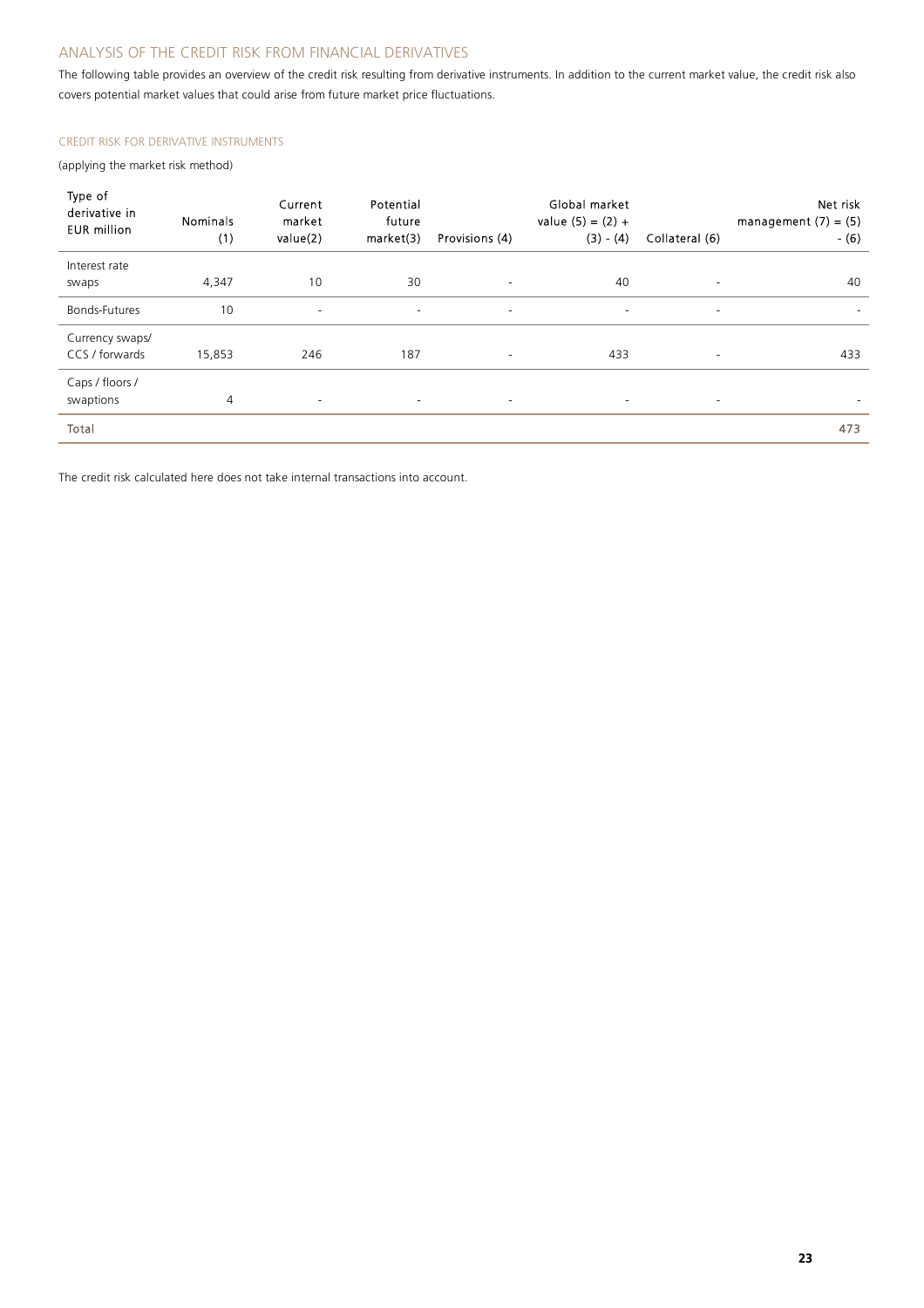## ANALYSIS OF THE CREDIT RISK FROM FINANCIAL DERIVATIVES

The following table provides an overview of the credit risk resulting from derivative instruments. In addition to the current market value, the credit risk also covers potential market values that could arise from future market price fluctuations.

### CREDIT RISK FOR DERIVATIVE INSTRUMENTS

(applying the market risk method)

| Type of derivative in EUR million | Nominals (1) | Current market value(2) | Potential future market(3) | Provisions (4) | Global market value (5) = (2) + (3) - (4) | Collateral (6) | Net risk management (7) = (5) - (6) |
|---|---|---|---|---|---|---|---|
| Interest rate swaps | 4,347 | 10 | 30 | - | 40 | - | 40 |
| Bonds-Futures | 10 | - | - | - | - | - | - |
| Currency swaps/ CCS / forwards | 15,853 | 246 | 187 | - | 433 | - | 433 |
| Caps / floors / swaptions | 4 | - | - | - | - | - | - |
| Total | | | | | | | 473 |

The credit risk calculated here does not take internal transactions into account.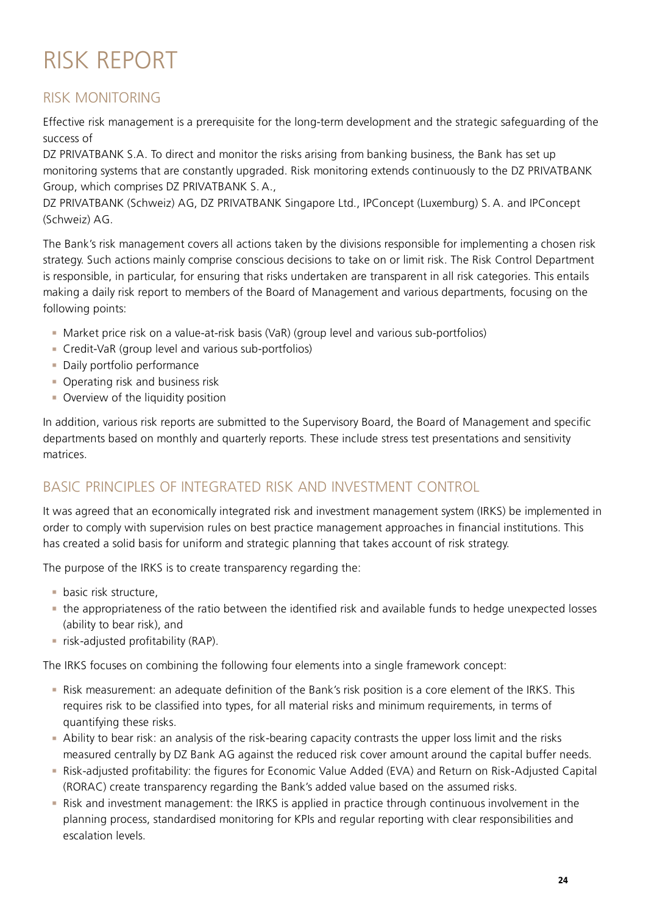# RISK REPORT

## RISK MONITORING

Effective risk management is a prerequisite for the long-term development and the strategic safeguarding of the success of
DZ PRIVATBANK S.A. To direct and monitor the risks arising from banking business, the Bank has set up monitoring systems that are constantly upgraded. Risk monitoring extends continuously to the DZ PRIVATBANK Group, which comprises DZ PRIVATBANK S. A.,
DZ PRIVATBANK (Schweiz) AG, DZ PRIVATBANK Singapore Ltd., IPConcept (Luxemburg) S. A. and IPConcept (Schweiz) AG.

The Bank's risk management covers all actions taken by the divisions responsible for implementing a chosen risk strategy. Such actions mainly comprise conscious decisions to take on or limit risk. The Risk Control Department is responsible, in particular, for ensuring that risks undertaken are transparent in all risk categories. This entails making a daily risk report to members of the Board of Management and various departments, focusing on the following points:

- Market price risk on a value-at-risk basis (VaR) (group level and various sub-portfolios)
- Credit-VaR (group level and various sub-portfolios)
- Daily portfolio performance
- Operating risk and business risk
- Overview of the liquidity position

In addition, various risk reports are submitted to the Supervisory Board, the Board of Management and specific departments based on monthly and quarterly reports. These include stress test presentations and sensitivity matrices.

## BASIC PRINCIPLES OF INTEGRATED RISK AND INVESTMENT CONTROL

It was agreed that an economically integrated risk and investment management system (IRKS) be implemented in order to comply with supervision rules on best practice management approaches in financial institutions. This has created a solid basis for uniform and strategic planning that takes account of risk strategy.

The purpose of the IRKS is to create transparency regarding the:

- basic risk structure,
- the appropriateness of the ratio between the identified risk and available funds to hedge unexpected losses (ability to bear risk), and
- risk-adjusted profitability (RAP).

The IRKS focuses on combining the following four elements into a single framework concept:

- Risk measurement: an adequate definition of the Bank's risk position is a core element of the IRKS. This requires risk to be classified into types, for all material risks and minimum requirements, in terms of quantifying these risks.
- Ability to bear risk: an analysis of the risk-bearing capacity contrasts the upper loss limit and the risks measured centrally by DZ Bank AG against the reduced risk cover amount around the capital buffer needs.
- Risk-adjusted profitability: the figures for Economic Value Added (EVA) and Return on Risk-Adjusted Capital (RORAC) create transparency regarding the Bank's added value based on the assumed risks.
- Risk and investment management: the IRKS is applied in practice through continuous involvement in the planning process, standardised monitoring for KPIs and regular reporting with clear responsibilities and escalation levels.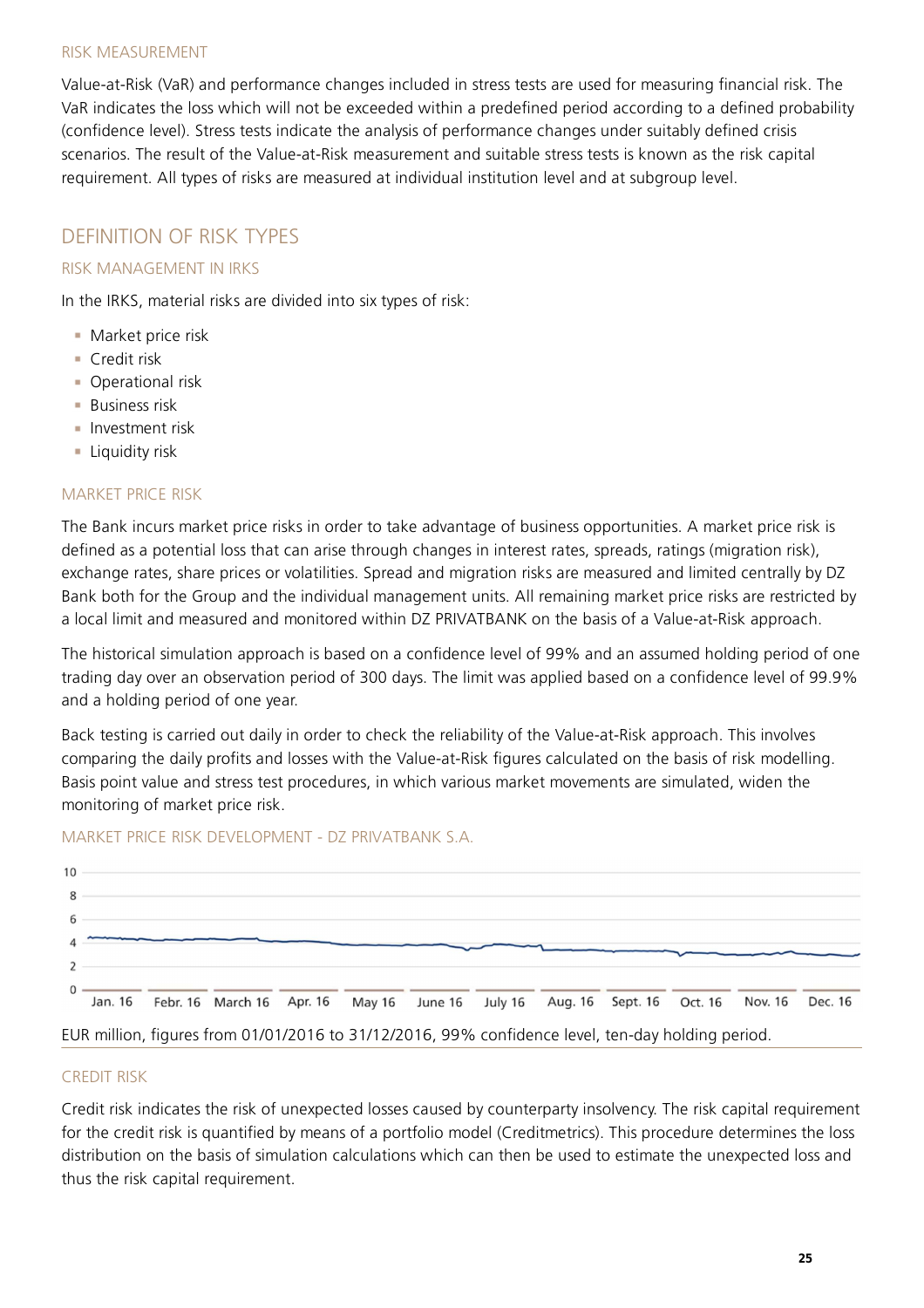### RISK MEASUREMENT

Value-at-Risk (VaR) and performance changes included in stress tests are used for measuring financial risk. The VaR indicates the loss which will not be exceeded within a predefined period according to a defined probability (confidence level). Stress tests indicate the analysis of performance changes under suitably defined crisis scenarios. The result of the Value-at-Risk measurement and suitable stress tests is known as the risk capital requirement. All types of risks are measured at individual institution level and at subgroup level.

## DEFINITION OF RISK TYPES

### RISK MANAGEMENT IN IRKS

In the IRKS, material risks are divided into six types of risk:

- Market price risk
- Credit risk
- Operational risk
- Business risk
- Investment risk
- Liquidity risk

### MARKET PRICE RISK

The Bank incurs market price risks in order to take advantage of business opportunities. A market price risk is defined as a potential loss that can arise through changes in interest rates, spreads, ratings (migration risk), exchange rates, share prices or volatilities. Spread and migration risks are measured and limited centrally by DZ Bank both for the Group and the individual management units. All remaining market price risks are restricted by a local limit and measured and monitored within DZ PRIVATBANK on the basis of a Value-at-Risk approach.

The historical simulation approach is based on a confidence level of 99% and an assumed holding period of one trading day over an observation period of 300 days. The limit was applied based on a confidence level of 99.9% and a holding period of one year.

Back testing is carried out daily in order to check the reliability of the Value-at-Risk approach. This involves comparing the daily profits and losses with the Value-at-Risk figures calculated on the basis of risk modelling. Basis point value and stress test procedures, in which various market movements are simulated, widen the monitoring of market price risk.

MARKET PRICE RISK DEVELOPMENT - DZ PRIVATBANK S.A.

EUR million, figures from 01/01/2016 to 31/12/2016, 99% confidence level, ten-day holding period.

### CREDIT RISK

Credit risk indicates the risk of unexpected losses caused by counterparty insolvency. The risk capital requirement for the credit risk is quantified by means of a portfolio model (Creditmetrics). This procedure determines the loss distribution on the basis of simulation calculations which can then be used to estimate the unexpected loss and thus the risk capital requirement.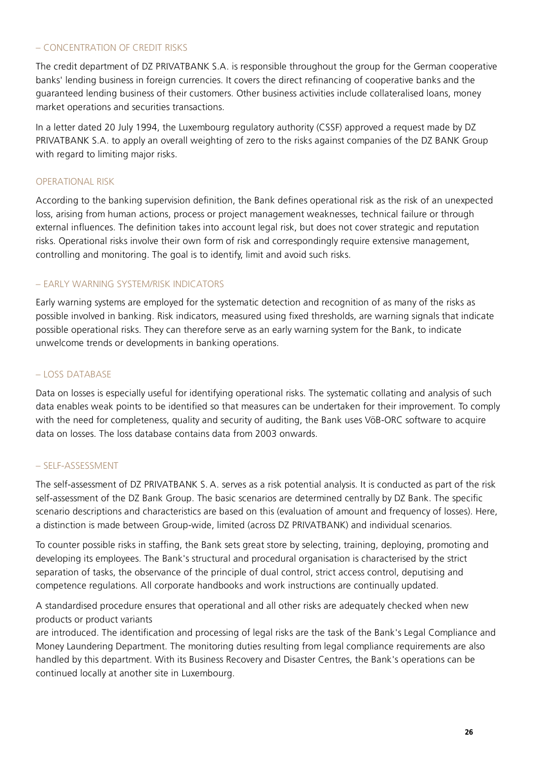### – CONCENTRATION OF CREDIT RISKS

The credit department of DZ PRIVATBANK S.A. is responsible throughout the group for the German cooperative banks' lending business in foreign currencies. It covers the direct refinancing of cooperative banks and the guaranteed lending business of their customers. Other business activities include collateralised loans, money market operations and securities transactions.

In a letter dated 20 July 1994, the Luxembourg regulatory authority (CSSF) approved a request made by DZ PRIVATBANK S.A. to apply an overall weighting of zero to the risks against companies of the DZ BANK Group with regard to limiting major risks.

## OPERATIONAL RISK

According to the banking supervision definition, the Bank defines operational risk as the risk of an unexpected loss, arising from human actions, process or project management weaknesses, technical failure or through external influences. The definition takes into account legal risk, but does not cover strategic and reputation risks. Operational risks involve their own form of risk and correspondingly require extensive management, controlling and monitoring. The goal is to identify, limit and avoid such risks.

### – EARLY WARNING SYSTEM/RISK INDICATORS

Early warning systems are employed for the systematic detection and recognition of as many of the risks as possible involved in banking. Risk indicators, measured using fixed thresholds, are warning signals that indicate possible operational risks. They can therefore serve as an early warning system for the Bank, to indicate unwelcome trends or developments in banking operations.

### – LOSS DATABASE

Data on losses is especially useful for identifying operational risks. The systematic collating and analysis of such data enables weak points to be identified so that measures can be undertaken for their improvement. To comply with the need for completeness, quality and security of auditing, the Bank uses VöB-ORC software to acquire data on losses. The loss database contains data from 2003 onwards.

### – SELF-ASSESSMENT

The self-assessment of DZ PRIVATBANK S. A. serves as a risk potential analysis. It is conducted as part of the risk self-assessment of the DZ Bank Group. The basic scenarios are determined centrally by DZ Bank. The specific scenario descriptions and characteristics are based on this (evaluation of amount and frequency of losses). Here, a distinction is made between Group-wide, limited (across DZ PRIVATBANK) and individual scenarios.

To counter possible risks in staffing, the Bank sets great store by selecting, training, deploying, promoting and developing its employees. The Bank's structural and procedural organisation is characterised by the strict separation of tasks, the observance of the principle of dual control, strict access control, deputising and competence regulations. All corporate handbooks and work instructions are continually updated.

A standardised procedure ensures that operational and all other risks are adequately checked when new products or product variants are introduced. The identification and processing of legal risks are the task of the Bank's Legal Compliance and Money Laundering Department. The monitoring duties resulting from legal compliance requirements are also handled by this department. With its Business Recovery and Disaster Centres, the Bank's operations can be continued locally at another site in Luxembourg.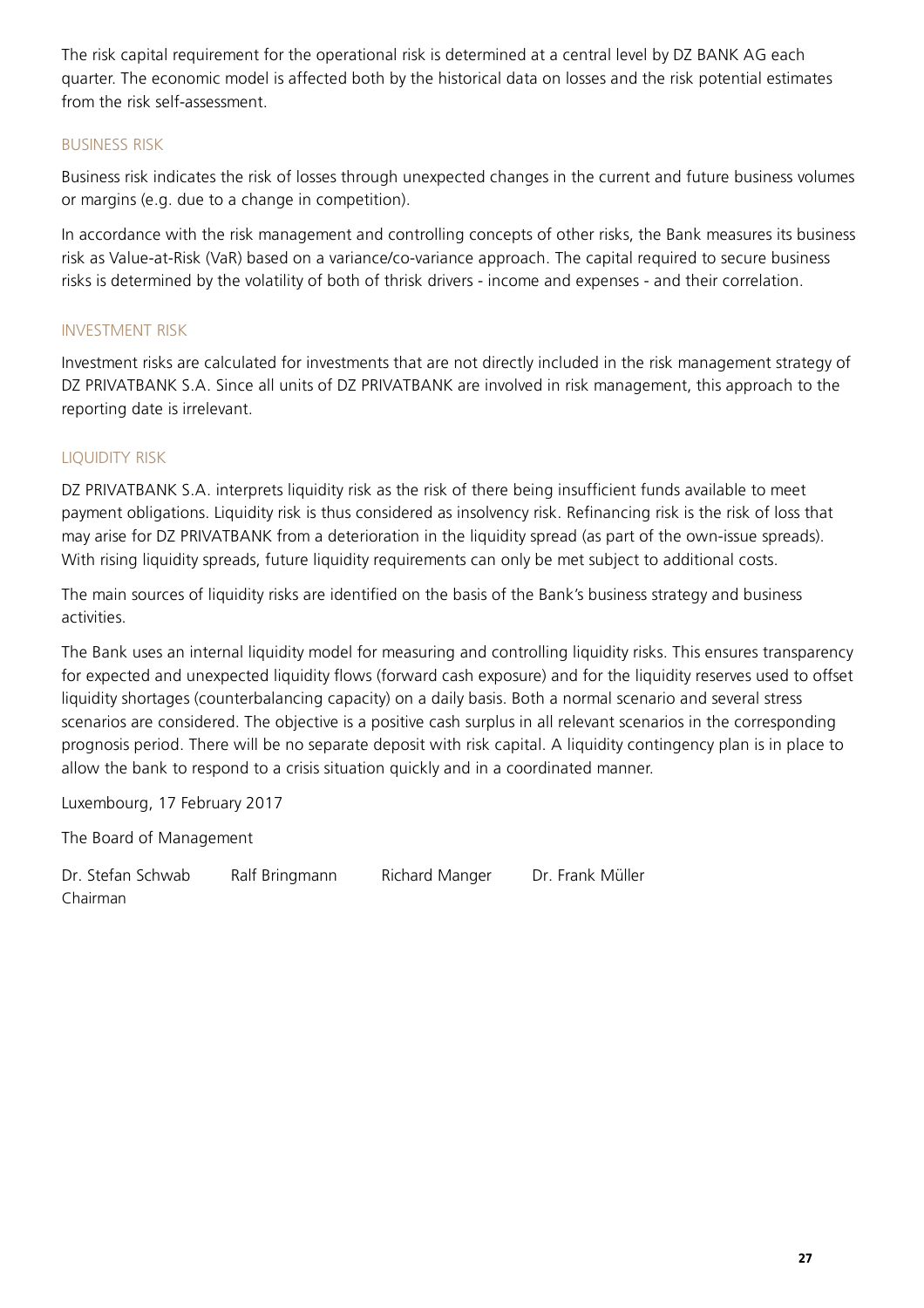The risk capital requirement for the operational risk is determined at a central level by DZ BANK AG each quarter. The economic model is affected both by the historical data on losses and the risk potential estimates from the risk self-assessment.

### BUSINESS RISK

Business risk indicates the risk of losses through unexpected changes in the current and future business volumes or margins (e.g. due to a change in competition).

In accordance with the risk management and controlling concepts of other risks, the Bank measures its business risk as Value-at-Risk (VaR) based on a variance/co-variance approach. The capital required to secure business risks is determined by the volatility of both of thrisk drivers - income and expenses - and their correlation.

### INVESTMENT RISK

Investment risks are calculated for investments that are not directly included in the risk management strategy of DZ PRIVATBANK S.A. Since all units of DZ PRIVATBANK are involved in risk management, this approach to the reporting date is irrelevant.

### LIQUIDITY RISK

DZ PRIVATBANK S.A. interprets liquidity risk as the risk of there being insufficient funds available to meet payment obligations. Liquidity risk is thus considered as insolvency risk. Refinancing risk is the risk of loss that may arise for DZ PRIVATBANK from a deterioration in the liquidity spread (as part of the own-issue spreads). With rising liquidity spreads, future liquidity requirements can only be met subject to additional costs.

The main sources of liquidity risks are identified on the basis of the Bank's business strategy and business activities.

The Bank uses an internal liquidity model for measuring and controlling liquidity risks. This ensures transparency for expected and unexpected liquidity flows (forward cash exposure) and for the liquidity reserves used to offset liquidity shortages (counterbalancing capacity) on a daily basis. Both a normal scenario and several stress scenarios are considered. The objective is a positive cash surplus in all relevant scenarios in the corresponding prognosis period. There will be no separate deposit with risk capital. A liquidity contingency plan is in place to allow the bank to respond to a crisis situation quickly and in a coordinated manner.

Luxembourg, 17 February 2017

The Board of Management

| Dr. Stefan Schwab | Ralf Bringmann | Richard Manger | Dr. Frank Müller |
|---|---|---|---|
| Chairman | | | |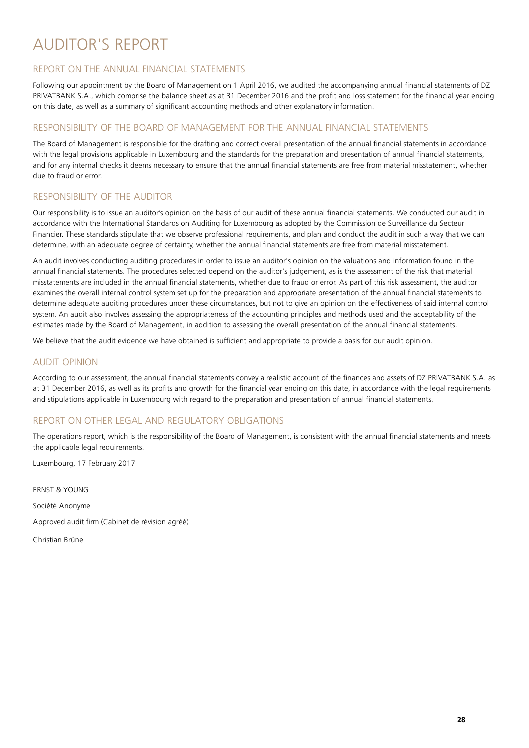# AUDITOR'S REPORT

## REPORT ON THE ANNUAL FINANCIAL STATEMENTS

Following our appointment by the Board of Management on 1 April 2016, we audited the accompanying annual financial statements of DZ PRIVATBANK S.A., which comprise the balance sheet as at 31 December 2016 and the profit and loss statement for the financial year ending on this date, as well as a summary of significant accounting methods and other explanatory information.

## RESPONSIBILITY OF THE BOARD OF MANAGEMENT FOR THE ANNUAL FINANCIAL STATEMENTS

The Board of Management is responsible for the drafting and correct overall presentation of the annual financial statements in accordance with the legal provisions applicable in Luxembourg and the standards for the preparation and presentation of annual financial statements, and for any internal checks it deems necessary to ensure that the annual financial statements are free from material misstatement, whether due to fraud or error.

## RESPONSIBILITY OF THE AUDITOR

Our responsibility is to issue an auditor's opinion on the basis of our audit of these annual financial statements. We conducted our audit in accordance with the International Standards on Auditing for Luxembourg as adopted by the Commission de Surveillance du Secteur Financier. These standards stipulate that we observe professional requirements, and plan and conduct the audit in such a way that we can determine, with an adequate degree of certainty, whether the annual financial statements are free from material misstatement.

An audit involves conducting auditing procedures in order to issue an auditor's opinion on the valuations and information found in the annual financial statements. The procedures selected depend on the auditor's judgement, as is the assessment of the risk that material misstatements are included in the annual financial statements, whether due to fraud or error. As part of this risk assessment, the auditor examines the overall internal control system set up for the preparation and appropriate presentation of the annual financial statements to determine adequate auditing procedures under these circumstances, but not to give an opinion on the effectiveness of said internal control system. An audit also involves assessing the appropriateness of the accounting principles and methods used and the acceptability of the estimates made by the Board of Management, in addition to assessing the overall presentation of the annual financial statements.

We believe that the audit evidence we have obtained is sufficient and appropriate to provide a basis for our audit opinion.

## AUDIT OPINION

According to our assessment, the annual financial statements convey a realistic account of the finances and assets of DZ PRIVATBANK S.A. as at 31 December 2016, as well as its profits and growth for the financial year ending on this date, in accordance with the legal requirements and stipulations applicable in Luxembourg with regard to the preparation and presentation of annual financial statements.

## REPORT ON OTHER LEGAL AND REGULATORY OBLIGATIONS

The operations report, which is the responsibility of the Board of Management, is consistent with the annual financial statements and meets the applicable legal requirements.

Luxembourg, 17 February 2017

ERNST & YOUNG

Société Anonyme

Approved audit firm (Cabinet de révision agréé)

Christian Brüne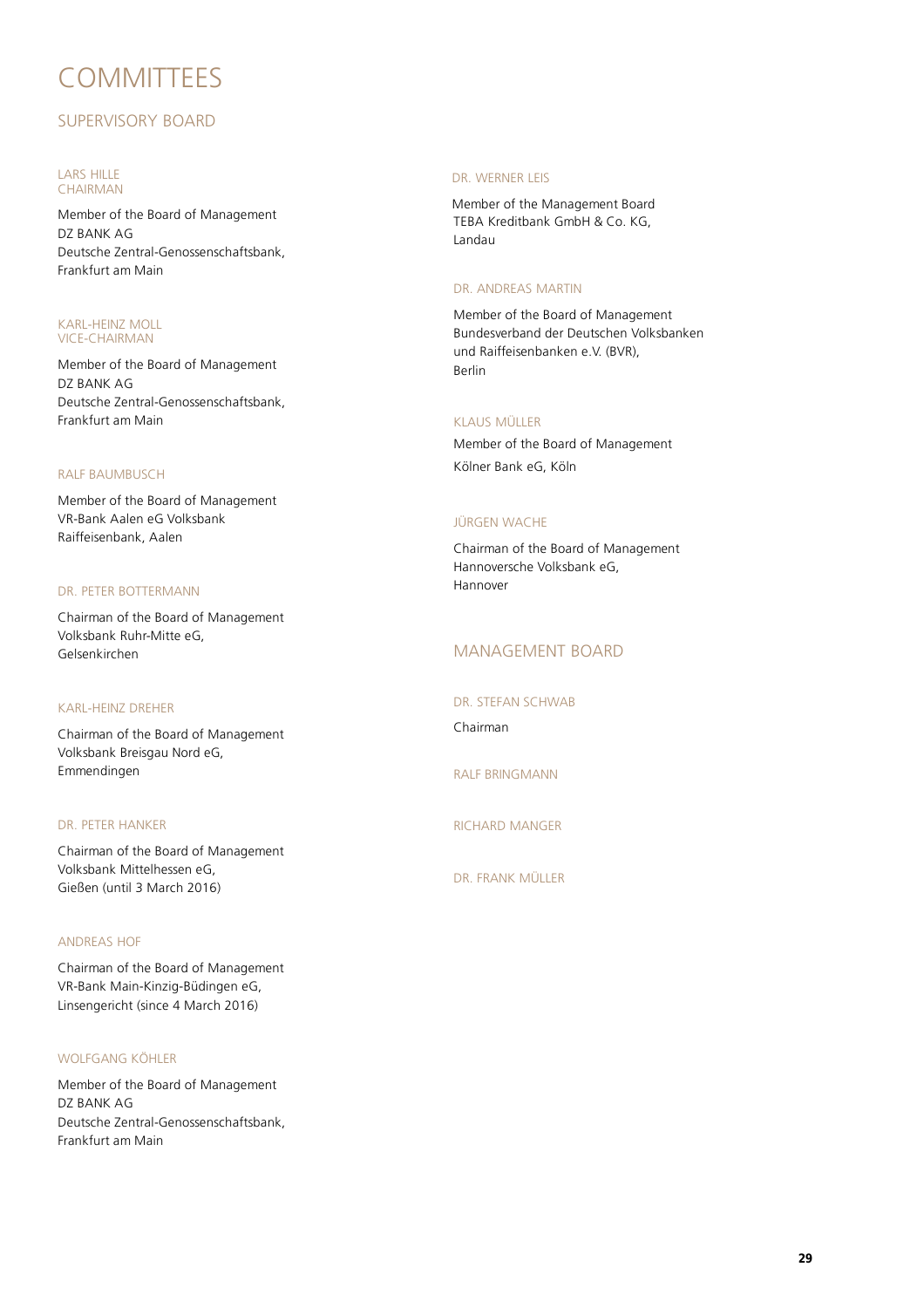# COMMITTEES

## SUPERVISORY BOARD

### LARS HILLE
### CHAIRMAN

Member of the Board of Management
DZ BANK AG
Deutsche Zentral-Genossenschaftsbank,
Frankfurt am Main

### KARL-HEINZ MOLL
### VICE-CHAIRMAN

Member of the Board of Management
DZ BANK AG
Deutsche Zentral-Genossenschaftsbank,
Frankfurt am Main

### RALF BAUMBUSCH

Member of the Board of Management
VR-Bank Aalen eG Volksbank
Raiffeisenbank, Aalen

### DR. PETER BOTTERMANN

Chairman of the Board of Management
Volksbank Ruhr-Mitte eG,
Gelsenkirchen

### KARL-HEINZ DREHER

Chairman of the Board of Management
Volksbank Breisgau Nord eG,
Emmendingen

### DR. PETER HANKER

Chairman of the Board of Management
Volksbank Mittelhessen eG,
Gießen (until 3 March 2016)

### ANDREAS HOF

Chairman of the Board of Management
VR-Bank Main-Kinzig-Büdingen eG,
Linsengericht (since 4 March 2016)

### WOLFGANG KÖHLER

Member of the Board of Management
DZ BANK AG
Deutsche Zentral-Genossenschaftsbank,
Frankfurt am Main

### DR. WERNER LEIS

Member of the Management Board
TEBA Kreditbank GmbH & Co. KG,
Landau

### DR. ANDREAS MARTIN

Member of the Board of Management
Bundesverband der Deutschen Volksbanken
und Raiffeisenbanken e.V. (BVR),
Berlin

### KLAUS MÜLLER

Member of the Board of Management
Kölner Bank eG, Köln

### JÜRGEN WACHE

Chairman of the Board of Management
Hannoversche Volksbank eG,
Hannover

## MANAGEMENT BOARD

### DR. STEFAN SCHWAB

Chairman

### RALF BRINGMANN

### RICHARD MANGER

### DR. FRANK MÜLLER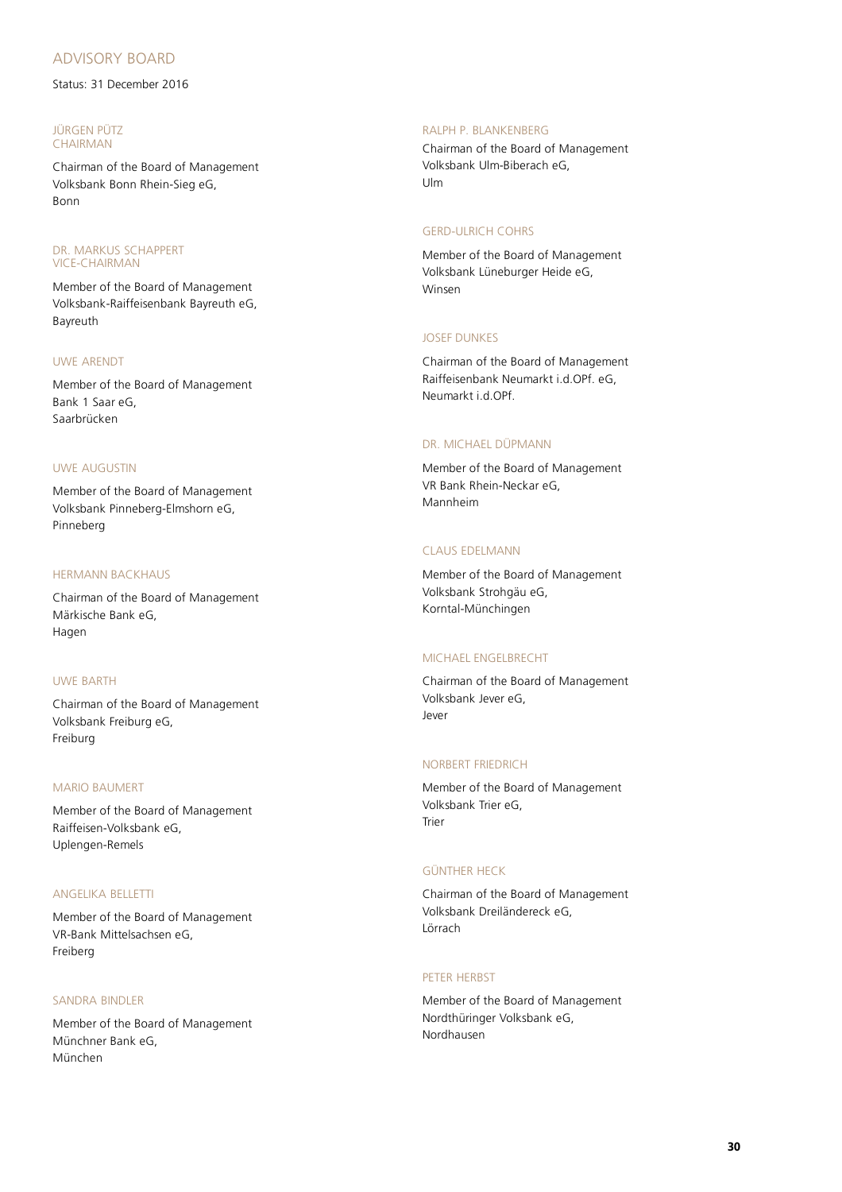## ADVISORY BOARD

Status: 31 December 2016

### JÜRGEN PÜTZ
### CHAIRMAN

Chairman of the Board of Management
Volksbank Bonn Rhein-Sieg eG,
Bonn

### DR. MARKUS SCHAPPERT
### VICE-CHAIRMAN

Member of the Board of Management
Volksbank-Raiffeisenbank Bayreuth eG,
Bayreuth

### UWE ARENDT

Member of the Board of Management
Bank 1 Saar eG,
Saarbrücken

### UWE AUGUSTIN

Member of the Board of Management
Volksbank Pinneberg-Elmshorn eG,
Pinneberg

### HERMANN BACKHAUS

Chairman of the Board of Management
Märkische Bank eG,
Hagen

### UWE BARTH

Chairman of the Board of Management
Volksbank Freiburg eG,
Freiburg

### MARIO BAUMERT

Member of the Board of Management
Raiffeisen-Volksbank eG,
Uplengen-Remels

### ANGELIKA BELLETTI

Member of the Board of Management
VR-Bank Mittelsachsen eG,
Freiberg

### SANDRA BINDLER

Member of the Board of Management
Münchner Bank eG,
München

### RALPH P. BLANKENBERG

Chairman of the Board of Management
Volksbank Ulm-Biberach eG,
Ulm

### GERD-ULRICH COHRS

Member of the Board of Management
Volksbank Lüneburger Heide eG,
Winsen

### JOSEF DUNKES

Chairman of the Board of Management
Raiffeisenbank Neumarkt i.d.OPf. eG,
Neumarkt i.d.OPf.

### DR. MICHAEL DÜPMANN

Member of the Board of Management
VR Bank Rhein-Neckar eG,
Mannheim

### CLAUS EDELMANN

Member of the Board of Management
Volksbank Strohgäu eG,
Korntal-Münchingen

### MICHAEL ENGELBRECHT

Chairman of the Board of Management
Volksbank Jever eG,
Jever

### NORBERT FRIEDRICH

Member of the Board of Management
Volksbank Trier eG,
Trier

### GÜNTHER HECK

Chairman of the Board of Management
Volksbank Dreiländereck eG,
Lörrach

### PETER HERBST

Member of the Board of Management
Nordthüringer Volksbank eG,
Nordhausen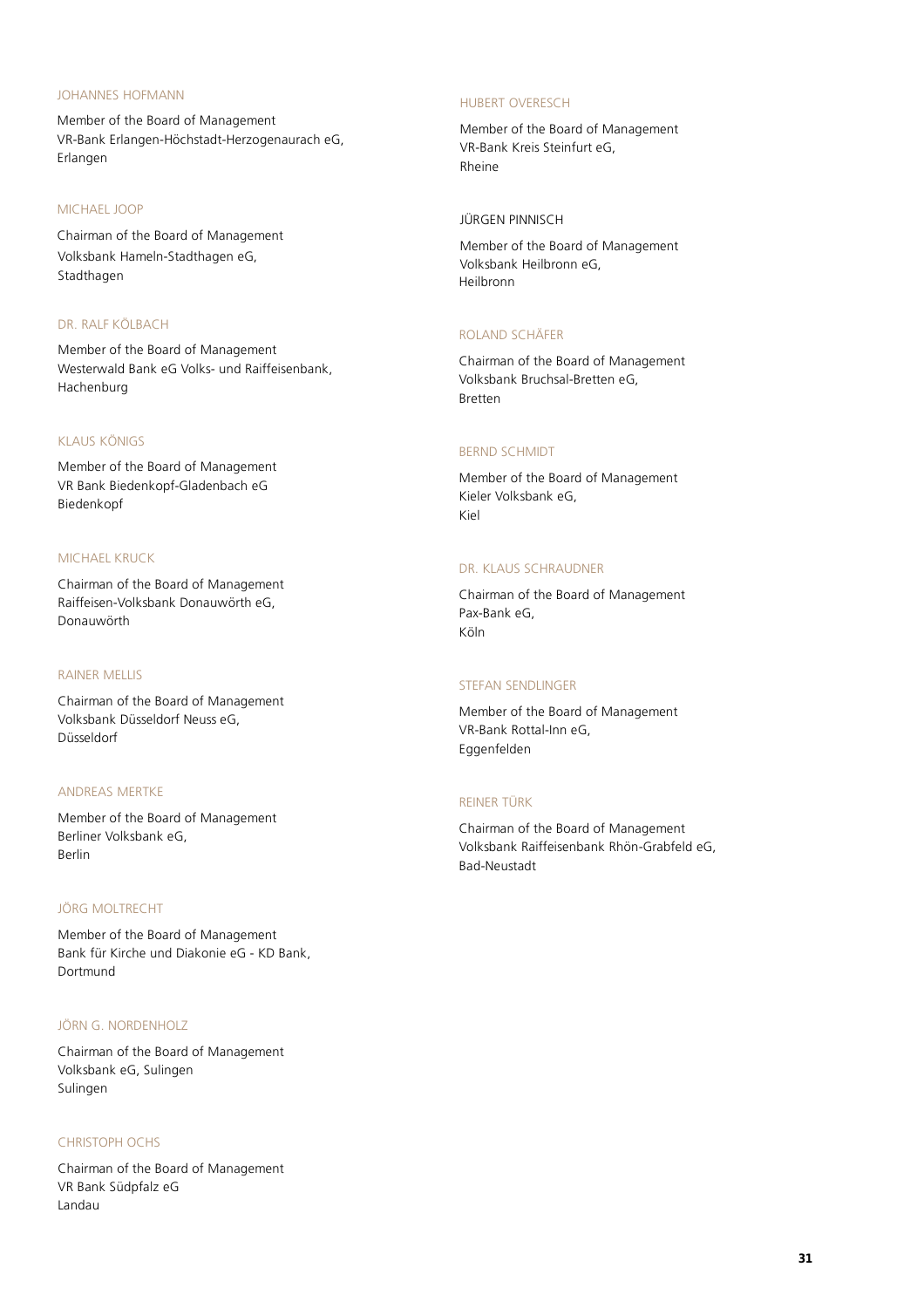#### JOHANNES HOFMANN

Member of the Board of Management
VR-Bank Erlangen-Höchstadt-Herzogenaurach eG,
Erlangen

#### MICHAEL JOOP

Chairman of the Board of Management
Volksbank Hameln-Stadthagen eG,
Stadthagen

#### DR. RALF KÖLBACH

Member of the Board of Management
Westerwald Bank eG Volks- und Raiffeisenbank,
Hachenburg

#### KLAUS KÖNIGS

Member of the Board of Management
VR Bank Biedenkopf-Gladenbach eG
Biedenkopf

#### MICHAEL KRUCK

Chairman of the Board of Management
Raiffeisen-Volksbank Donauwörth eG,
Donauwörth

#### RAINER MELLIS

Chairman of the Board of Management
Volksbank Düsseldorf Neuss eG,
Düsseldorf

#### ANDREAS MERTKE

Member of the Board of Management
Berliner Volksbank eG,
Berlin

#### JÖRG MOLTRECHT

Member of the Board of Management
Bank für Kirche und Diakonie eG - KD Bank,
Dortmund

#### JÖRN G. NORDENHOLZ

Chairman of the Board of Management
Volksbank eG, Sulingen
Sulingen

#### CHRISTOPH OCHS

Chairman of the Board of Management
VR Bank Südpfalz eG
Landau

#### HUBERT OVERESCH

Member of the Board of Management
VR-Bank Kreis Steinfurt eG,
Rheine

#### JÜRGEN PINNISCH

Member of the Board of Management
Volksbank Heilbronn eG,
Heilbronn

#### ROLAND SCHÄFER

Chairman of the Board of Management
Volksbank Bruchsal-Bretten eG,
Bretten

#### BERND SCHMIDT

Member of the Board of Management
Kieler Volksbank eG,
Kiel

#### DR. KLAUS SCHRAUDNER

Chairman of the Board of Management
Pax-Bank eG,
Köln

#### STEFAN SENDLINGER

Member of the Board of Management
VR-Bank Rottal-Inn eG,
Eggenfelden

#### REINER TÜRK

Chairman of the Board of Management
Volksbank Raiffeisenbank Rhön-Grabfeld eG,
Bad-Neustadt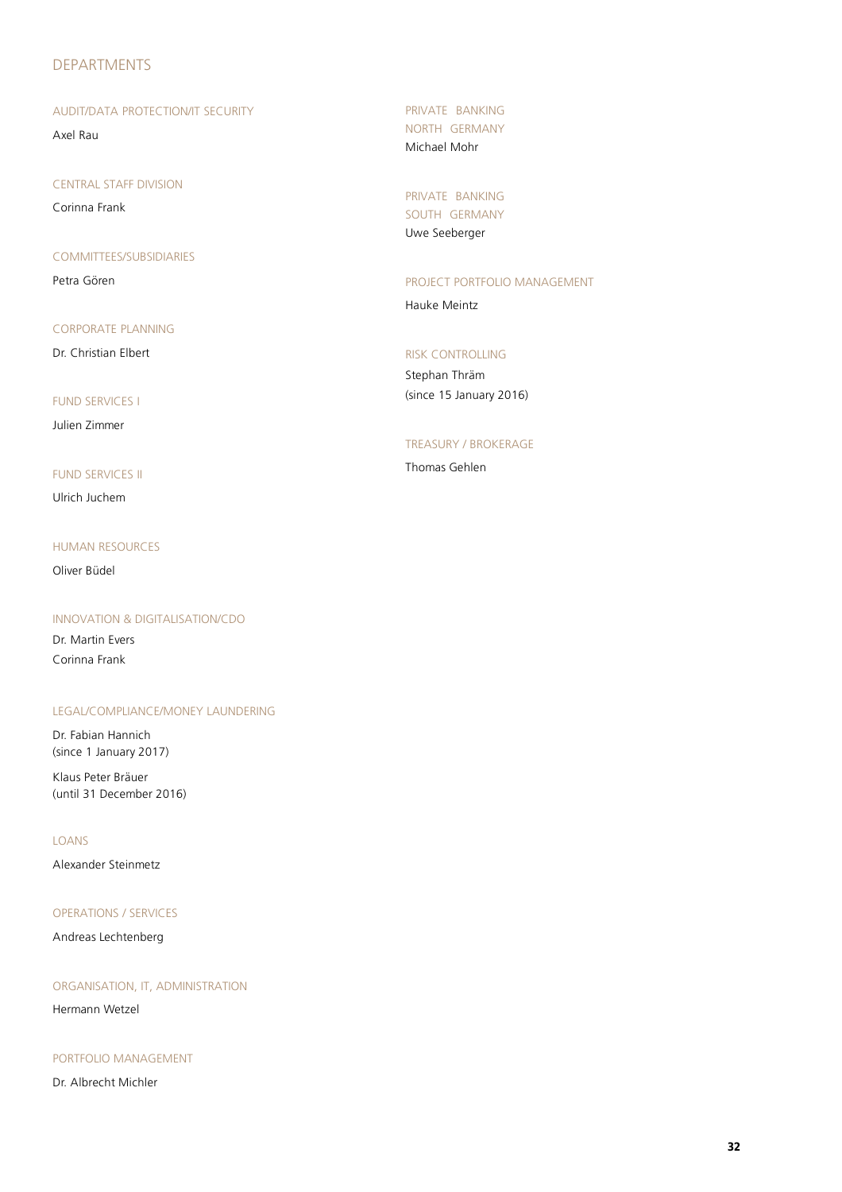# DEPARTMENTS

### AUDIT/DATA PROTECTION/IT SECURITY

Axel Rau

### CENTRAL STAFF DIVISION

Corinna Frank

### COMMITTEES/SUBSIDIARIES

Petra Gören

### CORPORATE PLANNING

Dr. Christian Elbert

### FUND SERVICES I

Julien Zimmer

### FUND SERVICES II

Ulrich Juchem

### HUMAN RESOURCES

Oliver Büdel

### INNOVATION & DIGITALISATION/CDO

Dr. Martin Evers
Corinna Frank

### LEGAL/COMPLIANCE/MONEY LAUNDERING

Dr. Fabian Hannich
(since 1 January 2017)

Klaus Peter Bräuer
(until 31 December 2016)

### LOANS

Alexander Steinmetz

### OPERATIONS / SERVICES

Andreas Lechtenberg

### ORGANISATION, IT, ADMINISTRATION

Hermann Wetzel

### PORTFOLIO MANAGEMENT

Dr. Albrecht Michler

### PRIVATE BANKING NORTH GERMANY

Michael Mohr

### PRIVATE BANKING SOUTH GERMANY

Uwe Seeberger

### PROJECT PORTFOLIO MANAGEMENT

Hauke Meintz

### RISK CONTROLLING

Stephan Thräm
(since 15 January 2016)

### TREASURY / BROKERAGE

Thomas Gehlen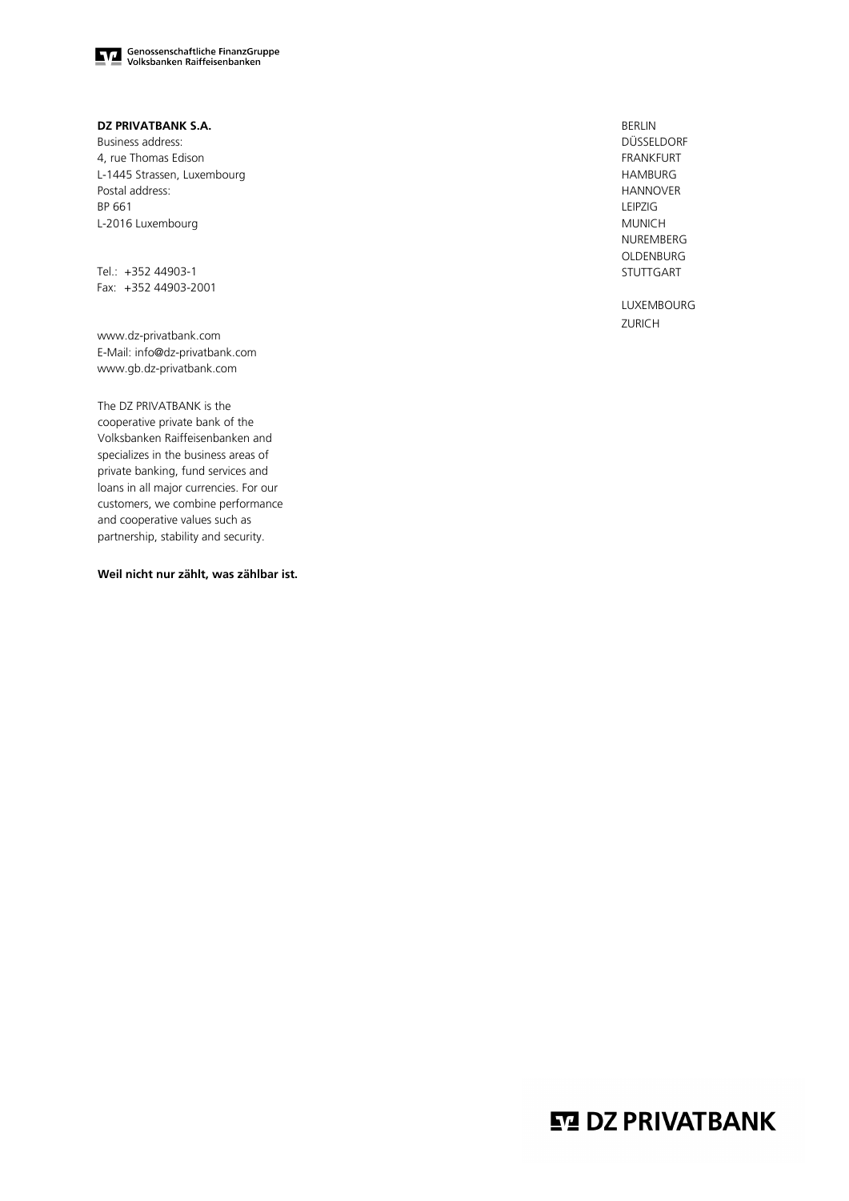Genossenschaftliche FinanzGruppe
Volksbanken Raiffeisenbanken

**DZ PRIVATBANK S.A.**
Business address:
4, rue Thomas Edison
L-1445 Strassen, Luxembourg
Postal address:
BP 661
L-2016 Luxembourg

Tel.: +352 44903-1
Fax: +352 44903-2001

www.dz-privatbank.com
E-Mail: info@dz-privatbank.com
www.gb.dz-privatbank.com

The DZ PRIVATBANK is the cooperative private bank of the Volksbanken Raiffeisenbanken and specializes in the business areas of private banking, fund services and loans in all major currencies. For our customers, we combine performance and cooperative values such as partnership, stability and security.

**Weil nicht nur zählt, was zählbar ist.**

BERLIN
DÜSSELDORF
FRANKFURT
HAMBURG
HANNOVER
LEIPZIG
MUNICH
NUREMBERG
OLDENBURG
STUTTGART

LUXEMBOURG
ZURICH

DZ PRIVATBANK